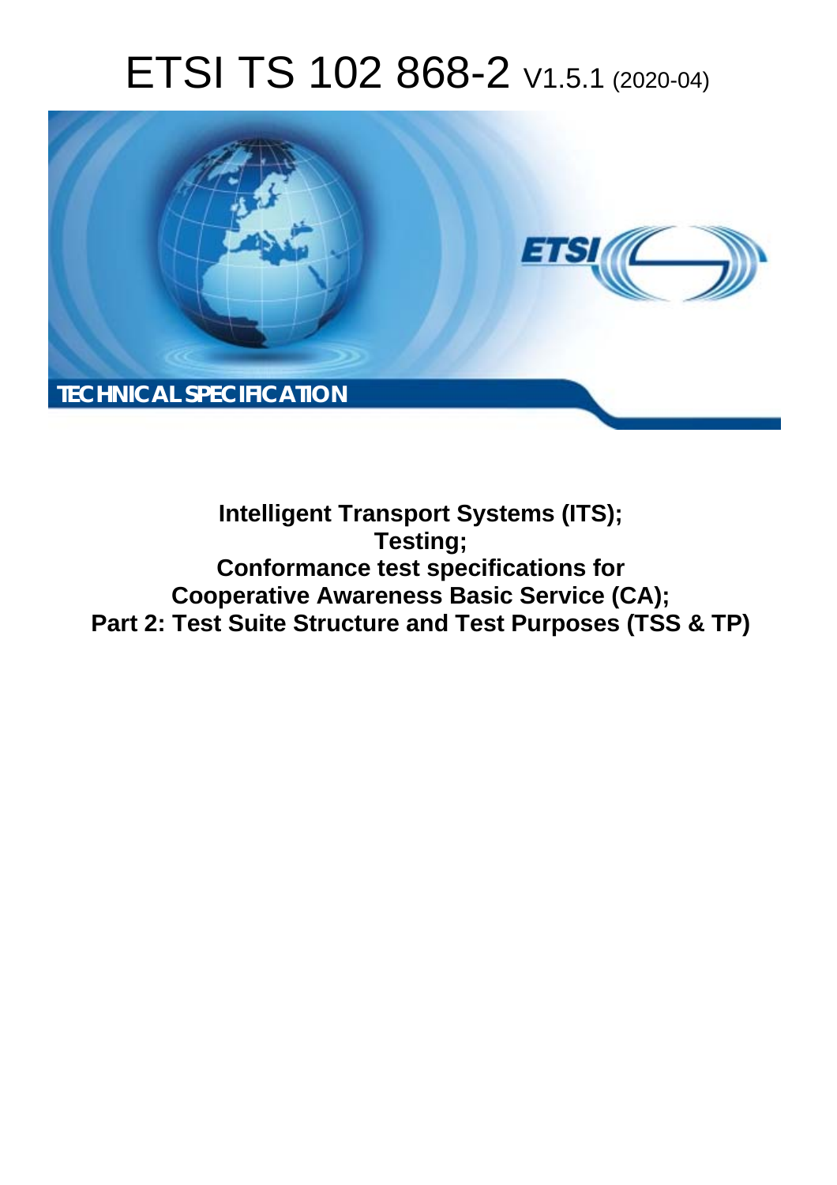# ETSI TS 102 868-2 V1.5.1 (2020-04)

TECHNICAL SPECIFICATION

**Intelligent Transport Systems (ITS);**
**Testing;**
**Conformance test specifications for**
**Cooperative Awareness Basic Service (CA);**
**Part 2: Test Suite Structure and Test Purposes (TSS & TP)**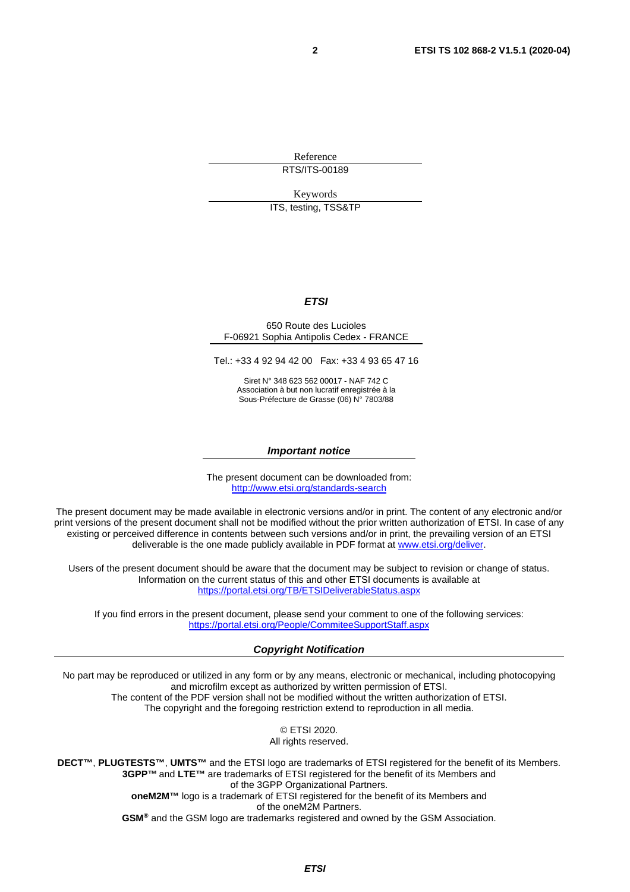Reference

RTS/ITS-00189

Keywords

ITS, testing, TSS&TP

***ETSI***

650 Route des Lucioles
F-06921 Sophia Antipolis Cedex - FRANCE

Tel.: +33 4 92 94 42 00   Fax: +33 4 93 65 47 16

Siret N° 348 623 562 00017 - NAF 742 C
Association à but non lucratif enregistrée à la
Sous-Préfecture de Grasse (06) N° 7803/88

***Important notice***

The present document can be downloaded from:
http://www.etsi.org/standards-search

The present document may be made available in electronic versions and/or in print. The content of any electronic and/or print versions of the present document shall not be modified without the prior written authorization of ETSI. In case of any existing or perceived difference in contents between such versions and/or in print, the prevailing version of an ETSI deliverable is the one made publicly available in PDF format at www.etsi.org/deliver.

Users of the present document should be aware that the document may be subject to revision or change of status. Information on the current status of this and other ETSI documents is available at
https://portal.etsi.org/TB/ETSIDeliverableStatus.aspx

If you find errors in the present document, please send your comment to one of the following services:
https://portal.etsi.org/People/CommiteeSupportStaff.aspx

***Copyright Notification***

No part may be reproduced or utilized in any form or by any means, electronic or mechanical, including photocopying and microfilm except as authorized by written permission of ETSI.
The content of the PDF version shall not be modified without the written authorization of ETSI.
The copyright and the foregoing restriction extend to reproduction in all media.

© ETSI 2020.
All rights reserved.

**DECT™**, **PLUGTESTS™**, **UMTS™** and the ETSI logo are trademarks of ETSI registered for the benefit of its Members.
**3GPP™** and **LTE™** are trademarks of ETSI registered for the benefit of its Members and of the 3GPP Organizational Partners.
**oneM2M™** logo is a trademark of ETSI registered for the benefit of its Members and of the oneM2M Partners.
**GSM**® and the GSM logo are trademarks registered and owned by the GSM Association.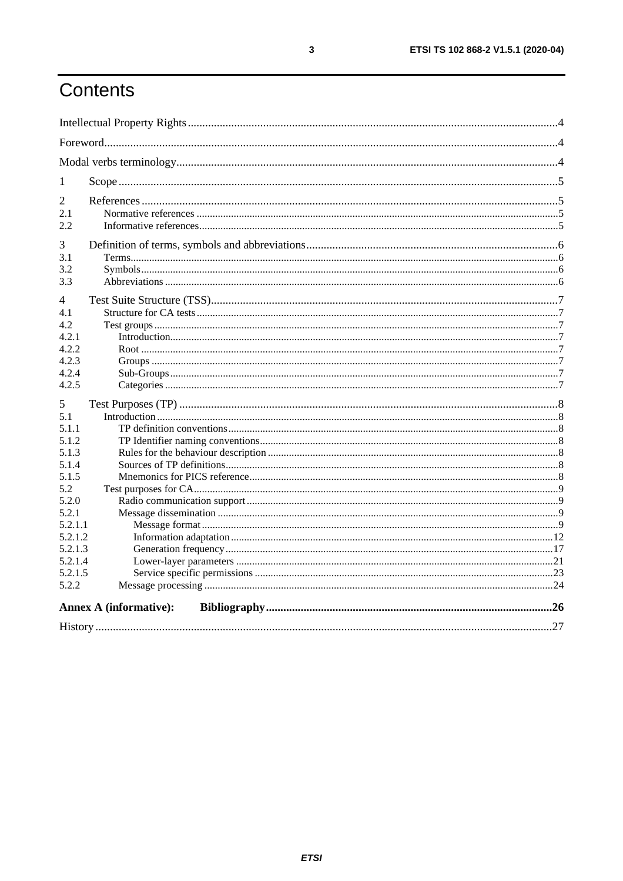# Contents

Intellectual Property Rights ....................................................................................................................... 4

Foreword ..................................................................................................................................................... 4

Modal verbs terminology ............................................................................................................................ 4

1 Scope ....................................................................................................................................................... 5

2 References ............................................................................................................................................... 5

2.1 Normative references ............................................................................................................................ 5

2.2 Informative references .......................................................................................................................... 5

3 Definition of terms, symbols and abbreviations ...................................................................................... 6

3.1 Terms ..................................................................................................................................................... 6

3.2 Symbols ................................................................................................................................................. 6

3.3 Abbreviations ......................................................................................................................................... 6

4 Test Suite Structure (TSS) ....................................................................................................................... 7

4.1 Structure for CA tests ............................................................................................................................ 7

4.2 Test groups ............................................................................................................................................ 7

4.2.1 Introduction ......................................................................................................................................... 7

4.2.2 Root ..................................................................................................................................................... 7

4.2.3 Groups .................................................................................................................................................. 7

4.2.4 Sub-Groups .......................................................................................................................................... 7

4.2.5 Categories ............................................................................................................................................ 7

5 Test Purposes (TP) ................................................................................................................................... 8

5.1 Introduction ........................................................................................................................................... 8

5.1.1 TP definition conventions ................................................................................................................... 8

5.1.2 TP Identifier naming conventions ....................................................................................................... 8

5.1.3 Rules for the behaviour description ..................................................................................................... 8

5.1.4 Sources of TP definitions .................................................................................................................... 8

5.1.5 Mnemonics for PICS reference ........................................................................................................... 8

5.2 Test purposes for CA ............................................................................................................................. 9

5.2.0 Radio communication support ............................................................................................................. 9

5.2.1 Message dissemination ........................................................................................................................ 9

5.2.1.1 Message format ................................................................................................................................ 9

5.2.1.2 Information adaptation .................................................................................................................... 12

5.2.1.3 Generation frequency ...................................................................................................................... 17

5.2.1.4 Lower-layer parameters .................................................................................................................. 21

5.2.1.5 Service specific permissions ........................................................................................................... 23

5.2.2 Message processing ........................................................................................................................... 24

**Annex A (informative): Bibliography** ................................................................................................ **26**

History ....................................................................................................................................................... 27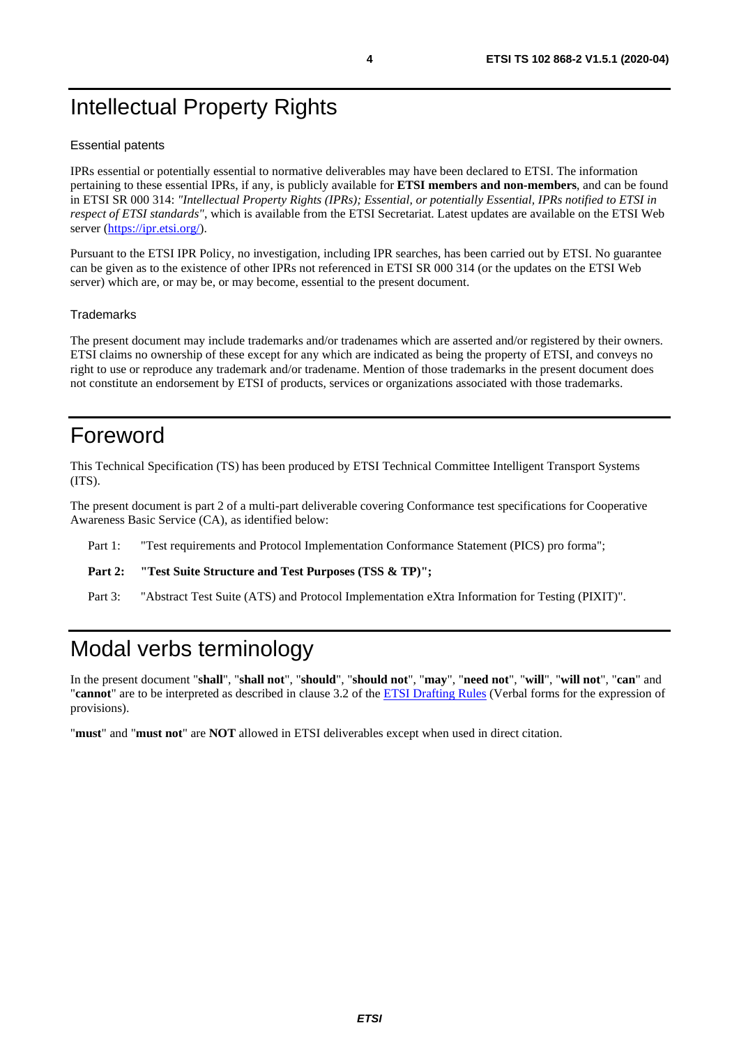# Intellectual Property Rights

### Essential patents

IPRs essential or potentially essential to normative deliverables may have been declared to ETSI. The information pertaining to these essential IPRs, if any, is publicly available for **ETSI members and non-members**, and can be found in ETSI SR 000 314: *"Intellectual Property Rights (IPRs); Essential, or potentially Essential, IPRs notified to ETSI in respect of ETSI standards"*, which is available from the ETSI Secretariat. Latest updates are available on the ETSI Web server (https://ipr.etsi.org/).

Pursuant to the ETSI IPR Policy, no investigation, including IPR searches, has been carried out by ETSI. No guarantee can be given as to the existence of other IPRs not referenced in ETSI SR 000 314 (or the updates on the ETSI Web server) which are, or may be, or may become, essential to the present document.

### Trademarks

The present document may include trademarks and/or tradenames which are asserted and/or registered by their owners. ETSI claims no ownership of these except for any which are indicated as being the property of ETSI, and conveys no right to use or reproduce any trademark and/or tradename. Mention of those trademarks in the present document does not constitute an endorsement by ETSI of products, services or organizations associated with those trademarks.

# Foreword

This Technical Specification (TS) has been produced by ETSI Technical Committee Intelligent Transport Systems (ITS).

The present document is part 2 of a multi-part deliverable covering Conformance test specifications for Cooperative Awareness Basic Service (CA), as identified below:

Part 1: "Test requirements and Protocol Implementation Conformance Statement (PICS) pro forma";

**Part 2: "Test Suite Structure and Test Purposes (TSS & TP)";**

Part 3: "Abstract Test Suite (ATS) and Protocol Implementation eXtra Information for Testing (PIXIT)".

# Modal verbs terminology

In the present document "**shall**", "**shall not**", "**should**", "**should not**", "**may**", "**need not**", "**will**", "**will not**", "**can**" and "**cannot**" are to be interpreted as described in clause 3.2 of the ETSI Drafting Rules (Verbal forms for the expression of provisions).

"**must**" and "**must not**" are **NOT** allowed in ETSI deliverables except when used in direct citation.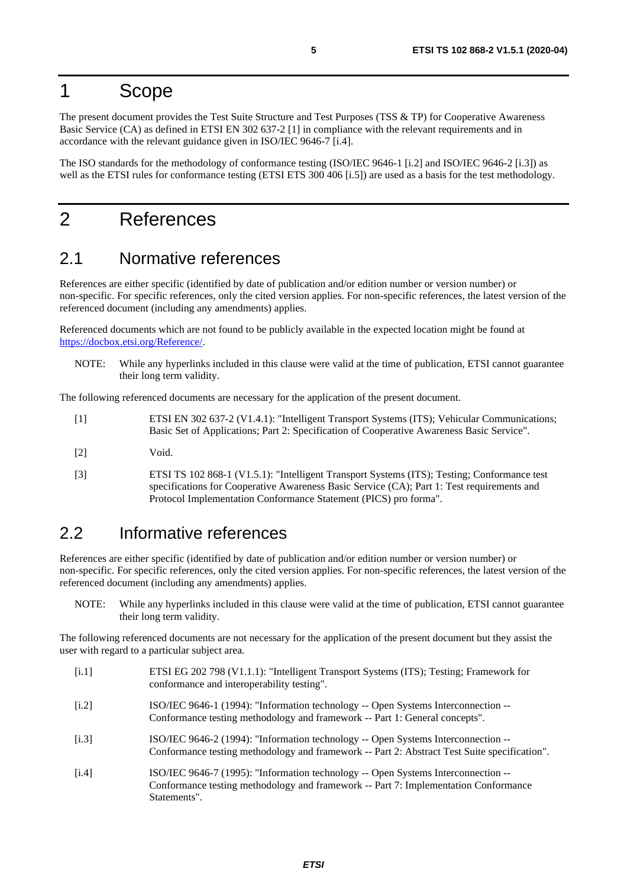# 1 Scope

The present document provides the Test Suite Structure and Test Purposes (TSS & TP) for Cooperative Awareness Basic Service (CA) as defined in ETSI EN 302 637-2 [1] in compliance with the relevant requirements and in accordance with the relevant guidance given in ISO/IEC 9646-7 [i.4].

The ISO standards for the methodology of conformance testing (ISO/IEC 9646-1 [i.2] and ISO/IEC 9646-2 [i.3]) as well as the ETSI rules for conformance testing (ETSI ETS 300 406 [i.5]) are used as a basis for the test methodology.

# 2 References

## 2.1 Normative references

References are either specific (identified by date of publication and/or edition number or version number) or non-specific. For specific references, only the cited version applies. For non-specific references, the latest version of the referenced document (including any amendments) applies.

Referenced documents which are not found to be publicly available in the expected location might be found at https://docbox.etsi.org/Reference/.

NOTE: While any hyperlinks included in this clause were valid at the time of publication, ETSI cannot guarantee their long term validity.

The following referenced documents are necessary for the application of the present document.

- [1] ETSI EN 302 637-2 (V1.4.1): "Intelligent Transport Systems (ITS); Vehicular Communications; Basic Set of Applications; Part 2: Specification of Cooperative Awareness Basic Service".
- [2] Void.
- [3] ETSI TS 102 868-1 (V1.5.1): "Intelligent Transport Systems (ITS); Testing; Conformance test specifications for Cooperative Awareness Basic Service (CA); Part 1: Test requirements and Protocol Implementation Conformance Statement (PICS) pro forma".

## 2.2 Informative references

References are either specific (identified by date of publication and/or edition number or version number) or non-specific. For specific references, only the cited version applies. For non-specific references, the latest version of the referenced document (including any amendments) applies.

NOTE: While any hyperlinks included in this clause were valid at the time of publication, ETSI cannot guarantee their long term validity.

The following referenced documents are not necessary for the application of the present document but they assist the user with regard to a particular subject area.

- [i.1] ETSI EG 202 798 (V1.1.1): "Intelligent Transport Systems (ITS); Testing; Framework for conformance and interoperability testing".
- [i.2] ISO/IEC 9646-1 (1994): "Information technology -- Open Systems Interconnection -- Conformance testing methodology and framework -- Part 1: General concepts".
- [i.3] ISO/IEC 9646-2 (1994): "Information technology -- Open Systems Interconnection -- Conformance testing methodology and framework -- Part 2: Abstract Test Suite specification".
- [i.4] ISO/IEC 9646-7 (1995): "Information technology -- Open Systems Interconnection -- Conformance testing methodology and framework -- Part 7: Implementation Conformance Statements".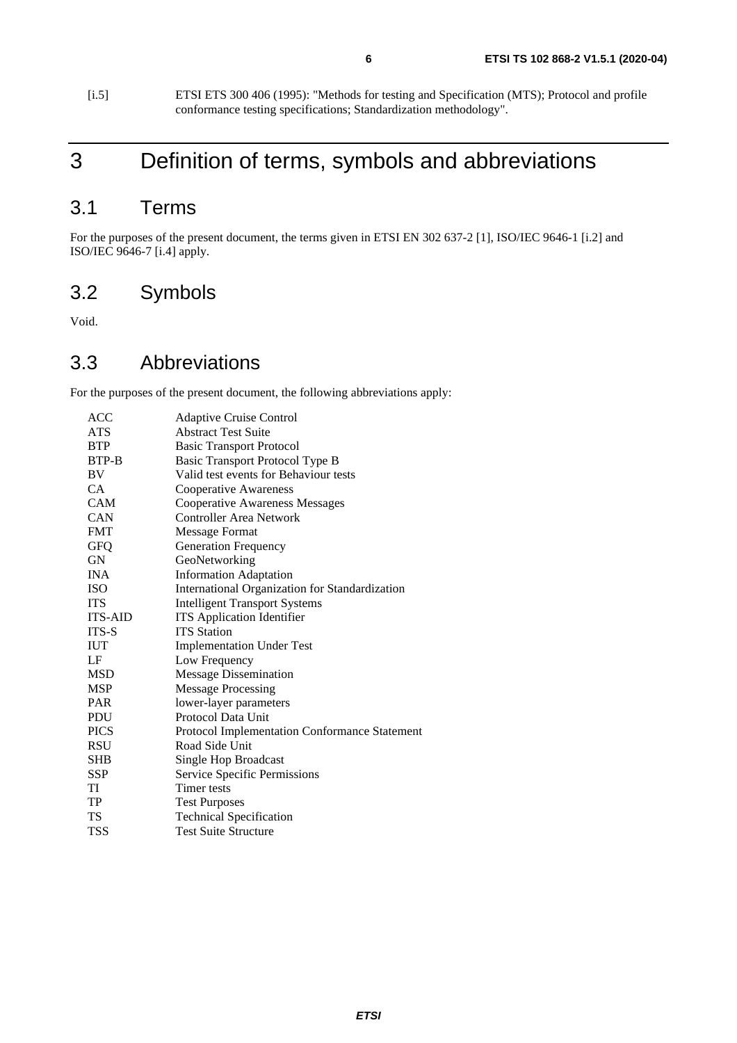[i.5] ETSI ETS 300 406 (1995): "Methods for testing and Specification (MTS); Protocol and profile conformance testing specifications; Standardization methodology".

# 3 Definition of terms, symbols and abbreviations

## 3.1 Terms

For the purposes of the present document, the terms given in ETSI EN 302 637-2 [1], ISO/IEC 9646-1 [i.2] and ISO/IEC 9646-7 [i.4] apply.

## 3.2 Symbols

Void.

## 3.3 Abbreviations

For the purposes of the present document, the following abbreviations apply:

| | |
|---|---|
| ACC | Adaptive Cruise Control |
| ATS | Abstract Test Suite |
| BTP | Basic Transport Protocol |
| BTP-B | Basic Transport Protocol Type B |
| BV | Valid test events for Behaviour tests |
| CA | Cooperative Awareness |
| CAM | Cooperative Awareness Messages |
| CAN | Controller Area Network |
| FMT | Message Format |
| GFQ | Generation Frequency |
| GN | GeoNetworking |
| INA | Information Adaptation |
| ISO | International Organization for Standardization |
| ITS | Intelligent Transport Systems |
| ITS-AID | ITS Application Identifier |
| ITS-S | ITS Station |
| IUT | Implementation Under Test |
| LF | Low Frequency |
| MSD | Message Dissemination |
| MSP | Message Processing |
| PAR | lower-layer parameters |
| PDU | Protocol Data Unit |
| PICS | Protocol Implementation Conformance Statement |
| RSU | Road Side Unit |
| SHB | Single Hop Broadcast |
| SSP | Service Specific Permissions |
| TI | Timer tests |
| TP | Test Purposes |
| TS | Technical Specification |
| TSS | Test Suite Structure |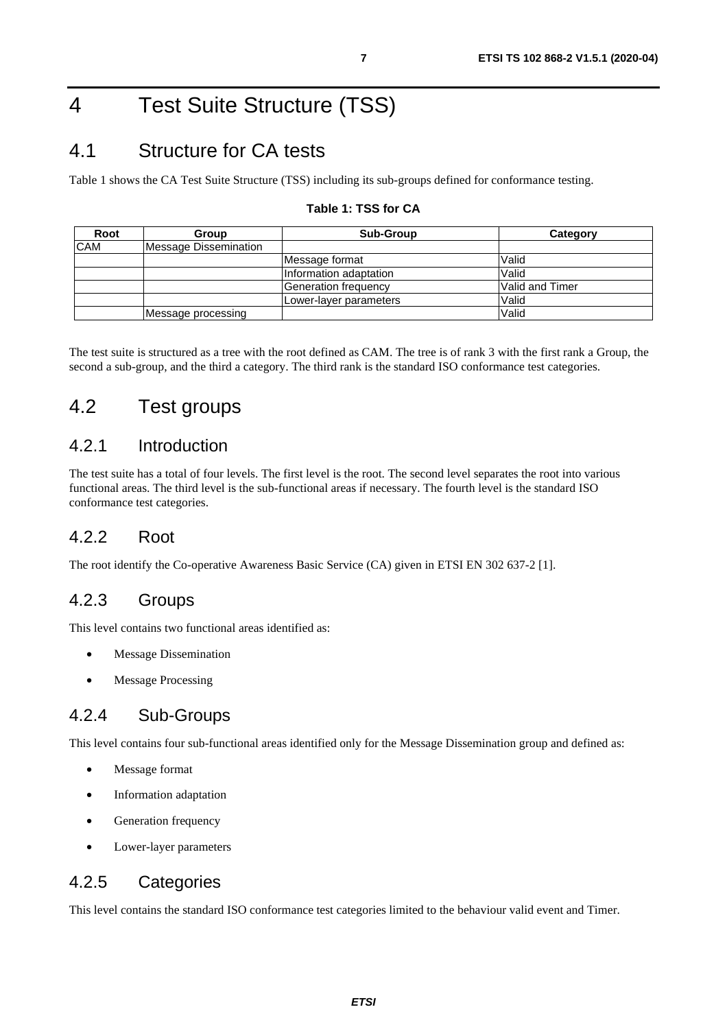# 4 Test Suite Structure (TSS)

## 4.1 Structure for CA tests

Table 1 shows the CA Test Suite Structure (TSS) including its sub-groups defined for conformance testing.

**Table 1: TSS for CA**

| Root | Group | Sub-Group | Category |
|---|---|---|---|
| CAM | Message Dissemination | | |
| | | Message format | Valid |
| | | Information adaptation | Valid |
| | | Generation frequency | Valid and Timer |
| | | Lower-layer parameters | Valid |
| | Message processing | | Valid |

The test suite is structured as a tree with the root defined as CAM. The tree is of rank 3 with the first rank a Group, the second a sub-group, and the third a category. The third rank is the standard ISO conformance test categories.

## 4.2 Test groups

### 4.2.1 Introduction

The test suite has a total of four levels. The first level is the root. The second level separates the root into various functional areas. The third level is the sub-functional areas if necessary. The fourth level is the standard ISO conformance test categories.

### 4.2.2 Root

The root identify the Co-operative Awareness Basic Service (CA) given in ETSI EN 302 637-2 [1].

### 4.2.3 Groups

This level contains two functional areas identified as:

- Message Dissemination
- Message Processing

### 4.2.4 Sub-Groups

This level contains four sub-functional areas identified only for the Message Dissemination group and defined as:

- Message format
- Information adaptation
- Generation frequency
- Lower-layer parameters

### 4.2.5 Categories

This level contains the standard ISO conformance test categories limited to the behaviour valid event and Timer.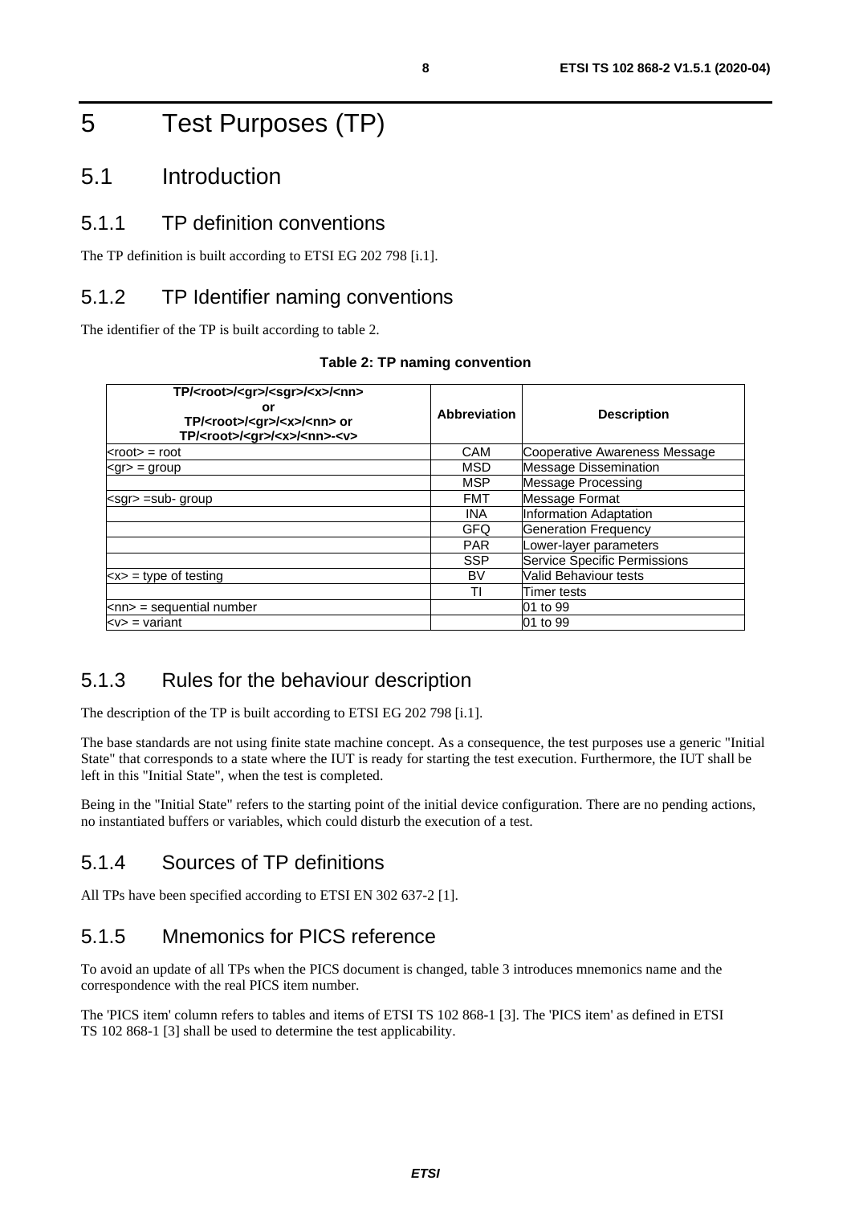# 5 Test Purposes (TP)

## 5.1 Introduction

### 5.1.1 TP definition conventions

The TP definition is built according to ETSI EG 202 798 [i.1].

### 5.1.2 TP Identifier naming conventions

The identifier of the TP is built according to table 2.

**Table 2: TP naming convention**

| TP/<root>/<gr>/<sgr>/<x>/<nn> or TP/<root>/<gr>/<x>/<nn> or TP/<root>/<gr>/<x>/<nn>-<v> | Abbreviation | Description |
|---|---|---|
| <root> = root | CAM | Cooperative Awareness Message |
| <gr> = group | MSD | Message Dissemination |
| | MSP | Message Processing |
| <sgr> =sub- group | FMT | Message Format |
| | INA | Information Adaptation |
| | GFQ | Generation Frequency |
| | PAR | Lower-layer parameters |
| | SSP | Service Specific Permissions |
| <x> = type of testing | BV | Valid Behaviour tests |
| | TI | Timer tests |
| <nn> = sequential number | | 01 to 99 |
| <v> = variant | | 01 to 99 |

### 5.1.3 Rules for the behaviour description

The description of the TP is built according to ETSI EG 202 798 [i.1].

The base standards are not using finite state machine concept. As a consequence, the test purposes use a generic "Initial State" that corresponds to a state where the IUT is ready for starting the test execution. Furthermore, the IUT shall be left in this "Initial State", when the test is completed.

Being in the "Initial State" refers to the starting point of the initial device configuration. There are no pending actions, no instantiated buffers or variables, which could disturb the execution of a test.

### 5.1.4 Sources of TP definitions

All TPs have been specified according to ETSI EN 302 637-2 [1].

### 5.1.5 Mnemonics for PICS reference

To avoid an update of all TPs when the PICS document is changed, table 3 introduces mnemonics name and the correspondence with the real PICS item number.

The 'PICS item' column refers to tables and items of ETSI TS 102 868-1 [3]. The 'PICS item' as defined in ETSI TS 102 868-1 [3] shall be used to determine the test applicability.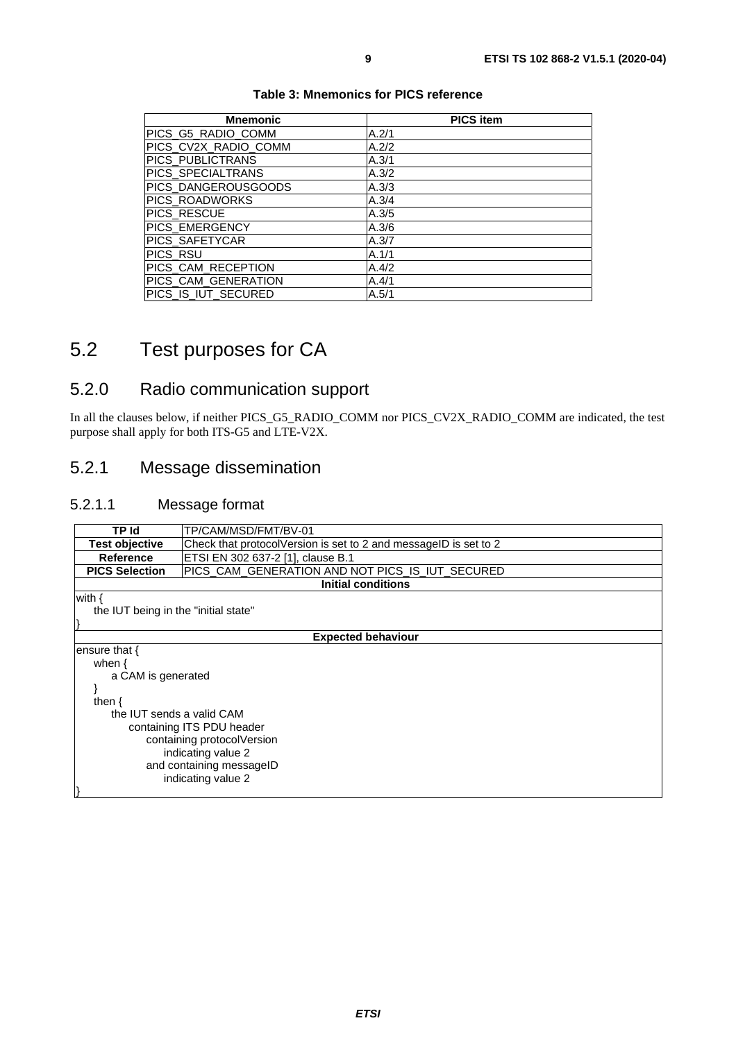**Table 3: Mnemonics for PICS reference**

| Mnemonic | PICS item |
| --- | --- |
| PICS_G5_RADIO_COMM | A.2/1 |
| PICS_CV2X_RADIO_COMM | A.2/2 |
| PICS_PUBLICTRANS | A.3/1 |
| PICS_SPECIALTRANS | A.3/2 |
| PICS_DANGEROUSGOODS | A.3/3 |
| PICS_ROADWORKS | A.3/4 |
| PICS_RESCUE | A.3/5 |
| PICS_EMERGENCY | A.3/6 |
| PICS_SAFETYCAR | A.3/7 |
| PICS_RSU | A.1/1 |
| PICS_CAM_RECEPTION | A.4/2 |
| PICS_CAM_GENERATION | A.4/1 |
| PICS_IS_IUT_SECURED | A.5/1 |

# 5.2 Test purposes for CA

## 5.2.0 Radio communication support

In all the clauses below, if neither PICS_G5_RADIO_COMM nor PICS_CV2X_RADIO_COMM are indicated, the test purpose shall apply for both ITS-G5 and LTE-V2X.

## 5.2.1 Message dissemination

### 5.2.1.1 Message format

| **TP Id** | TP/CAM/MSD/FMT/BV-01 |
| --- | --- |
| **Test objective** | Check that protocolVersion is set to 2 and messageID is set to 2 |
| **Reference** | ETSI EN 302 637-2 [1], clause B.1 |
| **PICS Selection** | PICS_CAM_GENERATION AND NOT PICS_IS_IUT_SECURED |
| **Initial conditions** | |
| with {<br>    the IUT being in the "initial state"<br>} | |
| **Expected behaviour** | |
| ensure that {<br>    when {<br>        a CAM is generated<br>    }<br>    then {<br>        the IUT sends a valid CAM<br>            containing ITS PDU header<br>                containing protocolVersion<br>                    indicating value 2<br>                and containing messageID<br>                    indicating value 2<br>} | |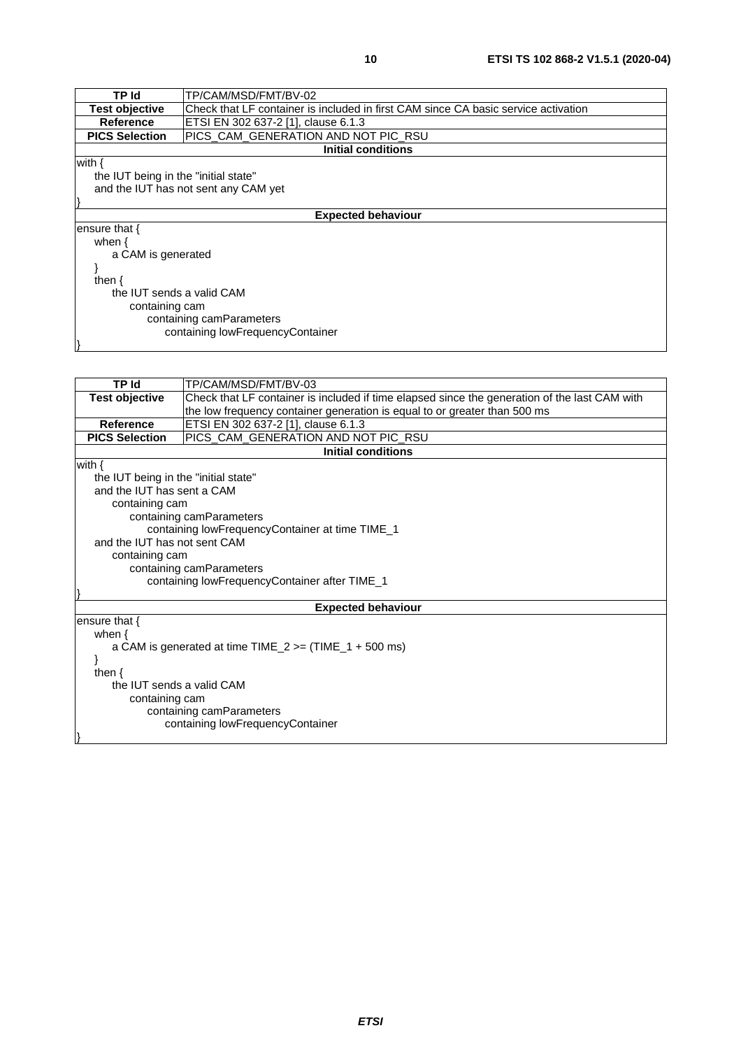| TP Id | TP/CAM/MSD/FMT/BV-02 |
|---|---|
| **Test objective** | Check that LF container is included in first CAM since CA basic service activation |
| **Reference** | ETSI EN 302 637-2 [1], clause 6.1.3 |
| **PICS Selection** | PICS_CAM_GENERATION AND NOT PIC_RSU |
| **Initial conditions** | |
| with {<br>&nbsp;&nbsp;&nbsp;&nbsp;the IUT being in the "initial state"<br>&nbsp;&nbsp;&nbsp;&nbsp;and the IUT has not sent any CAM yet<br>} | |
| **Expected behaviour** | |
| ensure that {<br>&nbsp;&nbsp;&nbsp;&nbsp;when {<br>&nbsp;&nbsp;&nbsp;&nbsp;&nbsp;&nbsp;&nbsp;&nbsp;a CAM is generated<br>&nbsp;&nbsp;&nbsp;&nbsp;}<br>&nbsp;&nbsp;&nbsp;&nbsp;then {<br>&nbsp;&nbsp;&nbsp;&nbsp;&nbsp;&nbsp;&nbsp;&nbsp;the IUT sends a valid CAM<br>&nbsp;&nbsp;&nbsp;&nbsp;&nbsp;&nbsp;&nbsp;&nbsp;&nbsp;&nbsp;&nbsp;&nbsp;containing cam<br>&nbsp;&nbsp;&nbsp;&nbsp;&nbsp;&nbsp;&nbsp;&nbsp;&nbsp;&nbsp;&nbsp;&nbsp;&nbsp;&nbsp;&nbsp;&nbsp;containing camParameters<br>&nbsp;&nbsp;&nbsp;&nbsp;&nbsp;&nbsp;&nbsp;&nbsp;&nbsp;&nbsp;&nbsp;&nbsp;&nbsp;&nbsp;&nbsp;&nbsp;&nbsp;&nbsp;&nbsp;&nbsp;containing lowFrequencyContainer<br>} | |

| TP Id | TP/CAM/MSD/FMT/BV-03 |
|---|---|
| **Test objective** | Check that LF container is included if time elapsed since the generation of the last CAM with the low frequency container generation is equal to or greater than 500 ms |
| **Reference** | ETSI EN 302 637-2 [1], clause 6.1.3 |
| **PICS Selection** | PICS_CAM_GENERATION AND NOT PIC_RSU |
| **Initial conditions** | |
| with {<br>&nbsp;&nbsp;&nbsp;&nbsp;the IUT being in the "initial state"<br>&nbsp;&nbsp;&nbsp;&nbsp;and the IUT has sent a CAM<br>&nbsp;&nbsp;&nbsp;&nbsp;&nbsp;&nbsp;&nbsp;&nbsp;containing cam<br>&nbsp;&nbsp;&nbsp;&nbsp;&nbsp;&nbsp;&nbsp;&nbsp;&nbsp;&nbsp;&nbsp;&nbsp;containing camParameters<br>&nbsp;&nbsp;&nbsp;&nbsp;&nbsp;&nbsp;&nbsp;&nbsp;&nbsp;&nbsp;&nbsp;&nbsp;&nbsp;&nbsp;&nbsp;&nbsp;containing lowFrequencyContainer at time TIME_1<br>&nbsp;&nbsp;&nbsp;&nbsp;and the IUT has not sent CAM<br>&nbsp;&nbsp;&nbsp;&nbsp;&nbsp;&nbsp;&nbsp;&nbsp;containing cam<br>&nbsp;&nbsp;&nbsp;&nbsp;&nbsp;&nbsp;&nbsp;&nbsp;&nbsp;&nbsp;&nbsp;&nbsp;containing camParameters<br>&nbsp;&nbsp;&nbsp;&nbsp;&nbsp;&nbsp;&nbsp;&nbsp;&nbsp;&nbsp;&nbsp;&nbsp;&nbsp;&nbsp;&nbsp;&nbsp;containing lowFrequencyContainer after TIME_1<br>} | |
| **Expected behaviour** | |
| ensure that {<br>&nbsp;&nbsp;&nbsp;&nbsp;when {<br>&nbsp;&nbsp;&nbsp;&nbsp;&nbsp;&nbsp;&nbsp;&nbsp;a CAM is generated at time TIME_2 >= (TIME_1 + 500 ms)<br>&nbsp;&nbsp;&nbsp;&nbsp;}<br>&nbsp;&nbsp;&nbsp;&nbsp;then {<br>&nbsp;&nbsp;&nbsp;&nbsp;&nbsp;&nbsp;&nbsp;&nbsp;the IUT sends a valid CAM<br>&nbsp;&nbsp;&nbsp;&nbsp;&nbsp;&nbsp;&nbsp;&nbsp;&nbsp;&nbsp;&nbsp;&nbsp;containing cam<br>&nbsp;&nbsp;&nbsp;&nbsp;&nbsp;&nbsp;&nbsp;&nbsp;&nbsp;&nbsp;&nbsp;&nbsp;&nbsp;&nbsp;&nbsp;&nbsp;containing camParameters<br>&nbsp;&nbsp;&nbsp;&nbsp;&nbsp;&nbsp;&nbsp;&nbsp;&nbsp;&nbsp;&nbsp;&nbsp;&nbsp;&nbsp;&nbsp;&nbsp;&nbsp;&nbsp;&nbsp;&nbsp;containing lowFrequencyContainer<br>} | |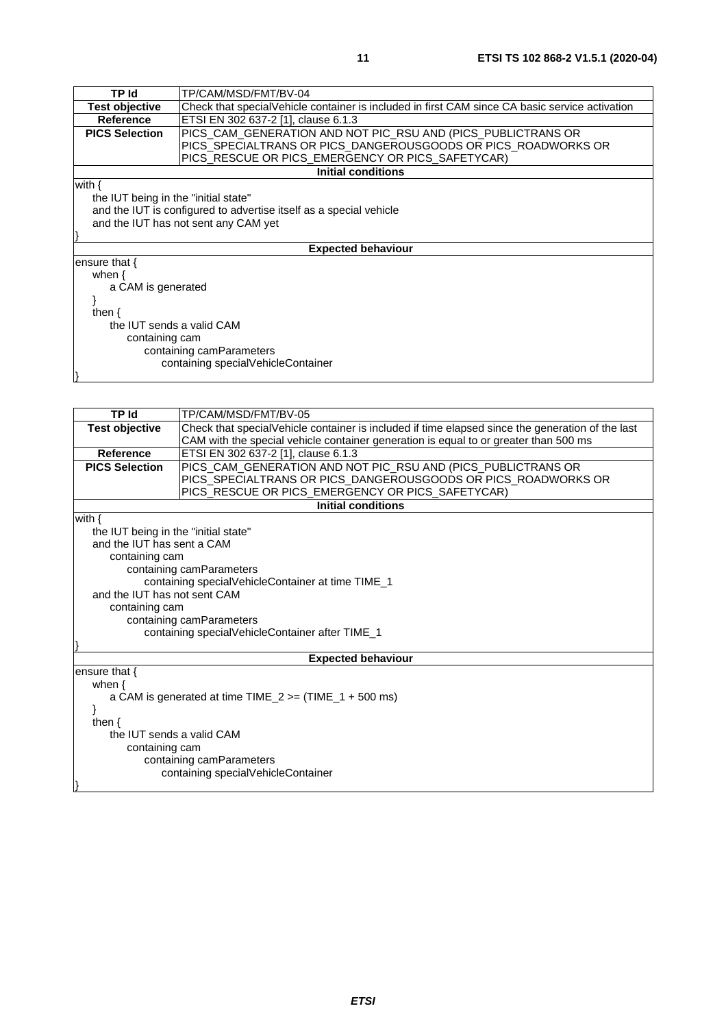| TP Id | TP/CAM/MSD/FMT/BV-04 |
| --- | --- |
| Test objective | Check that specialVehicle container is included in first CAM since CA basic service activation |
| Reference | ETSI EN 302 637-2 [1], clause 6.1.3 |
| PICS Selection | PICS_CAM_GENERATION AND NOT PIC_RSU AND (PICS_PUBLICTRANS OR PICS_SPECIALTRANS OR PICS_DANGEROUSGOODS OR PICS_ROADWORKS OR PICS_RESCUE OR PICS_EMERGENCY OR PICS_SAFETYCAR) |
| **Initial conditions** | |
| with {<br>the IUT being in the "initial state"<br>and the IUT is configured to advertise itself as a special vehicle<br>and the IUT has not sent any CAM yet<br>} | |
| **Expected behaviour** | |
| ensure that {<br>when {<br>a CAM is generated<br>}<br>then {<br>the IUT sends a valid CAM<br>containing cam<br>containing camParameters<br>containing specialVehicleContainer<br>} | |

| TP Id | TP/CAM/MSD/FMT/BV-05 |
| --- | --- |
| Test objective | Check that specialVehicle container is included if time elapsed since the generation of the last CAM with the special vehicle container generation is equal to or greater than 500 ms |
| Reference | ETSI EN 302 637-2 [1], clause 6.1.3 |
| PICS Selection | PICS_CAM_GENERATION AND NOT PIC_RSU AND (PICS_PUBLICTRANS OR PICS_SPECIALTRANS OR PICS_DANGEROUSGOODS OR PICS_ROADWORKS OR PICS_RESCUE OR PICS_EMERGENCY OR PICS_SAFETYCAR) |
| **Initial conditions** | |
| with {<br>the IUT being in the "initial state"<br>and the IUT has sent a CAM<br>containing cam<br>containing camParameters<br>containing specialVehicleContainer at time TIME_1<br>and the IUT has not sent CAM<br>containing cam<br>containing camParameters<br>containing specialVehicleContainer after TIME_1<br>} | |
| **Expected behaviour** | |
| ensure that {<br>when {<br>a CAM is generated at time TIME_2 >= (TIME_1 + 500 ms)<br>}<br>then {<br>the IUT sends a valid CAM<br>containing cam<br>containing camParameters<br>containing specialVehicleContainer<br>} | |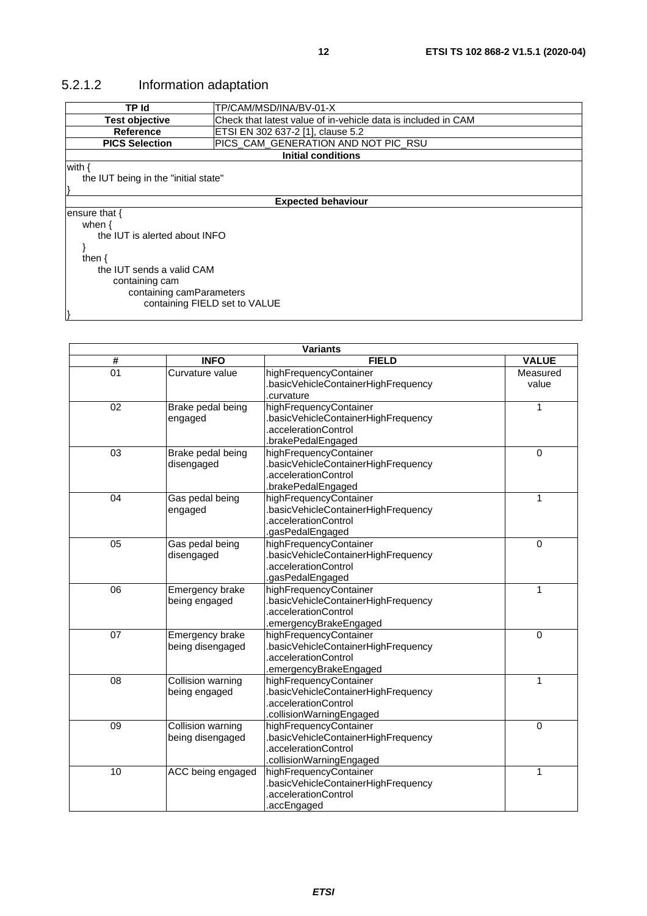### 5.2.1.2 Information adaptation

| TP Id | TP/CAM/MSD/INA/BV-01-X |
|---|---|
| **Test objective** | Check that latest value of in-vehicle data is included in CAM |
| **Reference** | ETSI EN 302 637-2 [1], clause 5.2 |
| **PICS Selection** | PICS_CAM_GENERATION AND NOT PIC_RSU |
| **Initial conditions** | |
| with {<br>the IUT being in the "initial state"<br>} | |
| **Expected behaviour** | |
| ensure that {<br>when {<br>the IUT is alerted about INFO<br>}<br>then {<br>the IUT sends a valid CAM<br>containing cam<br>containing camParameters<br>containing FIELD set to VALUE<br>} | |

| **Variants** | | | |
|---|---|---|---|
| **#** | **INFO** | **FIELD** | **VALUE** |
| 01 | Curvature value | highFrequencyContainer<br>.basicVehicleContainerHighFrequency<br>.curvature | Measured value |
| 02 | Brake pedal being engaged | highFrequencyContainer<br>.basicVehicleContainerHighFrequency<br>.accelerationControl<br>.brakePedalEngaged | 1 |
| 03 | Brake pedal being disengaged | highFrequencyContainer<br>.basicVehicleContainerHighFrequency<br>.accelerationControl<br>.brakePedalEngaged | 0 |
| 04 | Gas pedal being engaged | highFrequencyContainer<br>.basicVehicleContainerHighFrequency<br>.accelerationControl<br>.gasPedalEngaged | 1 |
| 05 | Gas pedal being disengaged | highFrequencyContainer<br>.basicVehicleContainerHighFrequency<br>.accelerationControl<br>.gasPedalEngaged | 0 |
| 06 | Emergency brake being engaged | highFrequencyContainer<br>.basicVehicleContainerHighFrequency<br>.accelerationControl<br>.emergencyBrakeEngaged | 1 |
| 07 | Emergency brake being disengaged | highFrequencyContainer<br>.basicVehicleContainerHighFrequency<br>.accelerationControl<br>.emergencyBrakeEngaged | 0 |
| 08 | Collision warning being engaged | highFrequencyContainer<br>.basicVehicleContainerHighFrequency<br>.accelerationControl<br>.collisionWarningEngaged | 1 |
| 09 | Collision warning being disengaged | highFrequencyContainer<br>.basicVehicleContainerHighFrequency<br>.accelerationControl<br>.collisionWarningEngaged | 0 |
| 10 | ACC being engaged | highFrequencyContainer<br>.basicVehicleContainerHighFrequency<br>.accelerationControl<br>.accEngaged | 1 |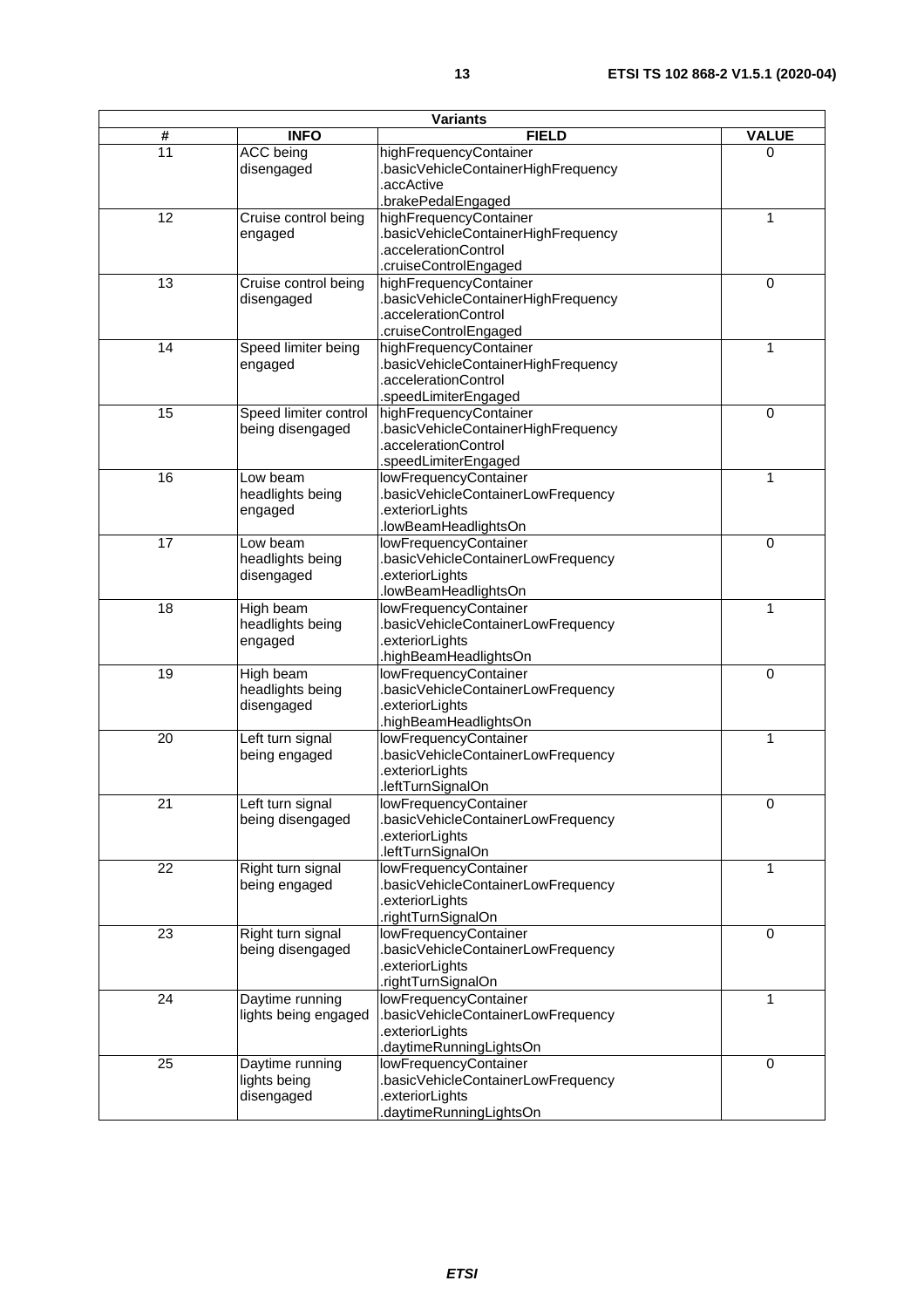| Variants | | | |
|---|---|---|---|
| **#** | **INFO** | **FIELD** | **VALUE** |
| 11 | ACC being disengaged | highFrequencyContainer .basicVehicleContainerHighFrequency .accActive .brakePedalEngaged | 0 |
| 12 | Cruise control being engaged | highFrequencyContainer .basicVehicleContainerHighFrequency .accelerationControl .cruiseControlEngaged | 1 |
| 13 | Cruise control being disengaged | highFrequencyContainer .basicVehicleContainerHighFrequency .accelerationControl .cruiseControlEngaged | 0 |
| 14 | Speed limiter being engaged | highFrequencyContainer .basicVehicleContainerHighFrequency .accelerationControl .speedLimiterEngaged | 1 |
| 15 | Speed limiter control being disengaged | highFrequencyContainer .basicVehicleContainerHighFrequency .accelerationControl .speedLimiterEngaged | 0 |
| 16 | Low beam headlights being engaged | lowFrequencyContainer .basicVehicleContainerLowFrequency .exteriorLights .lowBeamHeadlightsOn | 1 |
| 17 | Low beam headlights being disengaged | lowFrequencyContainer .basicVehicleContainerLowFrequency .exteriorLights .lowBeamHeadlightsOn | 0 |
| 18 | High beam headlights being engaged | lowFrequencyContainer .basicVehicleContainerLowFrequency .exteriorLights .highBeamHeadlightsOn | 1 |
| 19 | High beam headlights being disengaged | lowFrequencyContainer .basicVehicleContainerLowFrequency .exteriorLights .highBeamHeadlightsOn | 0 |
| 20 | Left turn signal being engaged | lowFrequencyContainer .basicVehicleContainerLowFrequency .exteriorLights .leftTurnSignalOn | 1 |
| 21 | Left turn signal being disengaged | lowFrequencyContainer .basicVehicleContainerLowFrequency .exteriorLights .leftTurnSignalOn | 0 |
| 22 | Right turn signal being engaged | lowFrequencyContainer .basicVehicleContainerLowFrequency .exteriorLights .rightTurnSignalOn | 1 |
| 23 | Right turn signal being disengaged | lowFrequencyContainer .basicVehicleContainerLowFrequency .exteriorLights .rightTurnSignalOn | 0 |
| 24 | Daytime running lights being engaged | lowFrequencyContainer .basicVehicleContainerLowFrequency .exteriorLights .daytimeRunningLightsOn | 1 |
| 25 | Daytime running lights being disengaged | lowFrequencyContainer .basicVehicleContainerLowFrequency .exteriorLights .daytimeRunningLightsOn | 0 |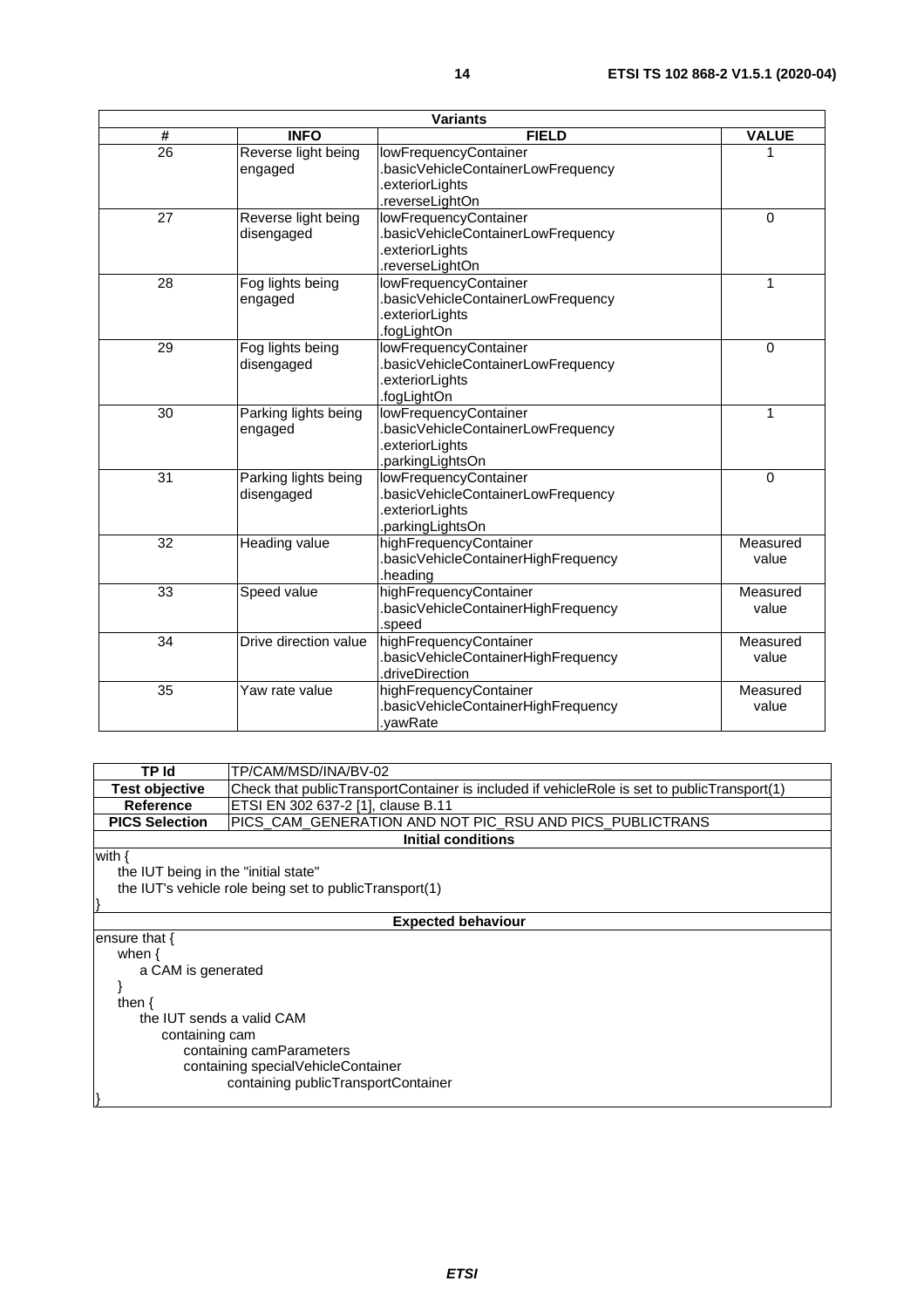| Variants | | | |
|---|---|---|---|
| **#** | **INFO** | **FIELD** | **VALUE** |
| 26 | Reverse light being engaged | lowFrequencyContainer .basicVehicleContainerLowFrequency .exteriorLights .reverseLightOn | 1 |
| 27 | Reverse light being disengaged | lowFrequencyContainer .basicVehicleContainerLowFrequency .exteriorLights .reverseLightOn | 0 |
| 28 | Fog lights being engaged | lowFrequencyContainer .basicVehicleContainerLowFrequency .exteriorLights .fogLightOn | 1 |
| 29 | Fog lights being disengaged | lowFrequencyContainer .basicVehicleContainerLowFrequency .exteriorLights .fogLightOn | 0 |
| 30 | Parking lights being engaged | lowFrequencyContainer .basicVehicleContainerLowFrequency .exteriorLights .parkingLightsOn | 1 |
| 31 | Parking lights being disengaged | lowFrequencyContainer .basicVehicleContainerLowFrequency .exteriorLights .parkingLightsOn | 0 |
| 32 | Heading value | highFrequencyContainer .basicVehicleContainerHighFrequency .heading | Measured value |
| 33 | Speed value | highFrequencyContainer .basicVehicleContainerHighFrequency .speed | Measured value |
| 34 | Drive direction value | highFrequencyContainer .basicVehicleContainerHighFrequency .driveDirection | Measured value |
| 35 | Yaw rate value | highFrequencyContainer .basicVehicleContainerHighFrequency .yawRate | Measured value |

| **TP Id** | TP/CAM/MSD/INA/BV-02 |
|---|---|
| **Test objective** | Check that publicTransportContainer is included if vehicleRole is set to publicTransport(1) |
| **Reference** | ETSI EN 302 637-2 [1], clause B.11 |
| **PICS Selection** | PICS_CAM_GENERATION AND NOT PIC_RSU AND PICS_PUBLICTRANS |
| **Initial conditions** | |
| with {<br>&nbsp;&nbsp;&nbsp;the IUT being in the "initial state"<br>&nbsp;&nbsp;&nbsp;the IUT's vehicle role being set to publicTransport(1)<br>} | |
| **Expected behaviour** | |
| ensure that {<br>&nbsp;&nbsp;&nbsp;when {<br>&nbsp;&nbsp;&nbsp;&nbsp;&nbsp;&nbsp;a CAM is generated<br>&nbsp;&nbsp;&nbsp;}<br>&nbsp;&nbsp;&nbsp;then {<br>&nbsp;&nbsp;&nbsp;&nbsp;&nbsp;&nbsp;the IUT sends a valid CAM<br>&nbsp;&nbsp;&nbsp;&nbsp;&nbsp;&nbsp;&nbsp;&nbsp;&nbsp;containing cam<br>&nbsp;&nbsp;&nbsp;&nbsp;&nbsp;&nbsp;&nbsp;&nbsp;&nbsp;&nbsp;&nbsp;&nbsp;containing camParameters<br>&nbsp;&nbsp;&nbsp;&nbsp;&nbsp;&nbsp;&nbsp;&nbsp;&nbsp;&nbsp;&nbsp;&nbsp;containing specialVehicleContainer<br>&nbsp;&nbsp;&nbsp;&nbsp;&nbsp;&nbsp;&nbsp;&nbsp;&nbsp;&nbsp;&nbsp;&nbsp;&nbsp;&nbsp;&nbsp;&nbsp;containing publicTransportContainer<br>} | |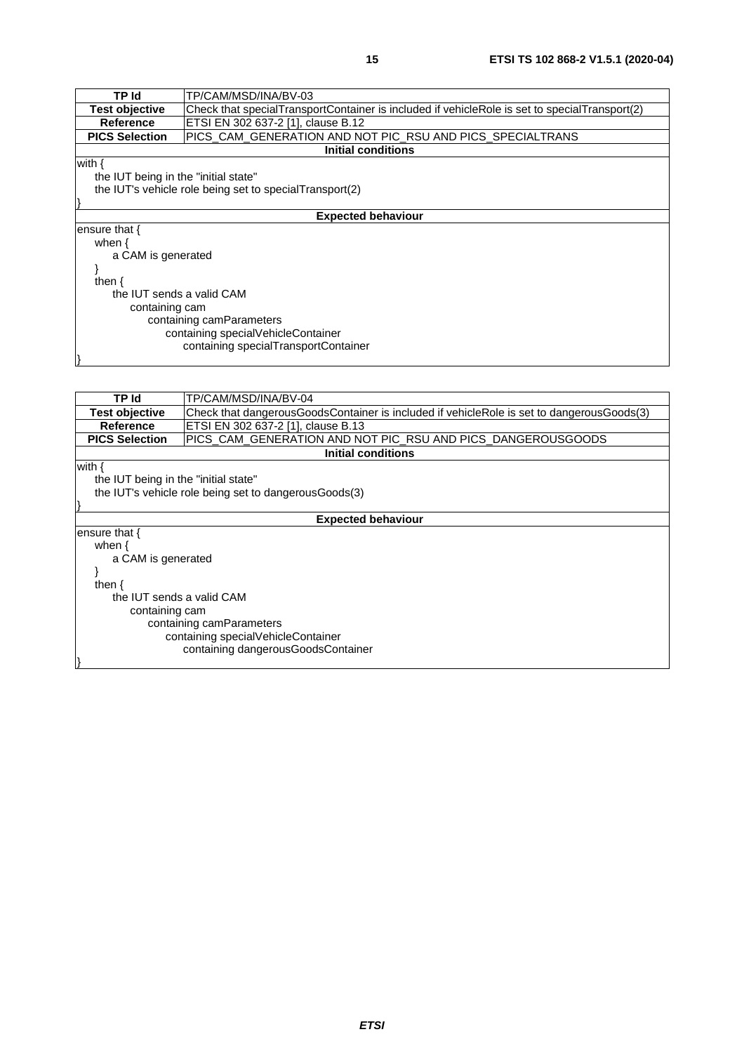| TP Id | TP/CAM/MSD/INA/BV-03 |
|---|---|
| **Test objective** | Check that specialTransportContainer is included if vehicleRole is set to specialTransport(2) |
| **Reference** | ETSI EN 302 637-2 [1], clause B.12 |
| **PICS Selection** | PICS_CAM_GENERATION AND NOT PIC_RSU AND PICS_SPECIALTRANS |
| **Initial conditions** | |
| with {<br>&nbsp;&nbsp;&nbsp;&nbsp;the IUT being in the "initial state"<br>&nbsp;&nbsp;&nbsp;&nbsp;the IUT's vehicle role being set to specialTransport(2)<br>} | |
| **Expected behaviour** | |
| ensure that {<br>&nbsp;&nbsp;&nbsp;&nbsp;when {<br>&nbsp;&nbsp;&nbsp;&nbsp;&nbsp;&nbsp;&nbsp;&nbsp;a CAM is generated<br>&nbsp;&nbsp;&nbsp;&nbsp;}<br>&nbsp;&nbsp;&nbsp;&nbsp;then {<br>&nbsp;&nbsp;&nbsp;&nbsp;&nbsp;&nbsp;&nbsp;&nbsp;the IUT sends a valid CAM<br>&nbsp;&nbsp;&nbsp;&nbsp;&nbsp;&nbsp;&nbsp;&nbsp;&nbsp;&nbsp;&nbsp;&nbsp;containing cam<br>&nbsp;&nbsp;&nbsp;&nbsp;&nbsp;&nbsp;&nbsp;&nbsp;&nbsp;&nbsp;&nbsp;&nbsp;&nbsp;&nbsp;&nbsp;&nbsp;containing camParameters<br>&nbsp;&nbsp;&nbsp;&nbsp;&nbsp;&nbsp;&nbsp;&nbsp;&nbsp;&nbsp;&nbsp;&nbsp;&nbsp;&nbsp;&nbsp;&nbsp;&nbsp;&nbsp;&nbsp;&nbsp;containing specialVehicleContainer<br>&nbsp;&nbsp;&nbsp;&nbsp;&nbsp;&nbsp;&nbsp;&nbsp;&nbsp;&nbsp;&nbsp;&nbsp;&nbsp;&nbsp;&nbsp;&nbsp;&nbsp;&nbsp;&nbsp;&nbsp;&nbsp;&nbsp;&nbsp;&nbsp;containing specialTransportContainer<br>} | |

| TP Id | TP/CAM/MSD/INA/BV-04 |
|---|---|
| **Test objective** | Check that dangerousGoodsContainer is included if vehicleRole is set to dangerousGoods(3) |
| **Reference** | ETSI EN 302 637-2 [1], clause B.13 |
| **PICS Selection** | PICS_CAM_GENERATION AND NOT PIC_RSU AND PICS_DANGEROUSGOODS |
| **Initial conditions** | |
| with {<br>&nbsp;&nbsp;&nbsp;&nbsp;the IUT being in the "initial state"<br>&nbsp;&nbsp;&nbsp;&nbsp;the IUT's vehicle role being set to dangerousGoods(3)<br>} | |
| **Expected behaviour** | |
| ensure that {<br>&nbsp;&nbsp;&nbsp;&nbsp;when {<br>&nbsp;&nbsp;&nbsp;&nbsp;&nbsp;&nbsp;&nbsp;&nbsp;a CAM is generated<br>&nbsp;&nbsp;&nbsp;&nbsp;}<br>&nbsp;&nbsp;&nbsp;&nbsp;then {<br>&nbsp;&nbsp;&nbsp;&nbsp;&nbsp;&nbsp;&nbsp;&nbsp;the IUT sends a valid CAM<br>&nbsp;&nbsp;&nbsp;&nbsp;&nbsp;&nbsp;&nbsp;&nbsp;&nbsp;&nbsp;&nbsp;&nbsp;containing cam<br>&nbsp;&nbsp;&nbsp;&nbsp;&nbsp;&nbsp;&nbsp;&nbsp;&nbsp;&nbsp;&nbsp;&nbsp;&nbsp;&nbsp;&nbsp;&nbsp;containing camParameters<br>&nbsp;&nbsp;&nbsp;&nbsp;&nbsp;&nbsp;&nbsp;&nbsp;&nbsp;&nbsp;&nbsp;&nbsp;&nbsp;&nbsp;&nbsp;&nbsp;&nbsp;&nbsp;&nbsp;&nbsp;containing specialVehicleContainer<br>&nbsp;&nbsp;&nbsp;&nbsp;&nbsp;&nbsp;&nbsp;&nbsp;&nbsp;&nbsp;&nbsp;&nbsp;&nbsp;&nbsp;&nbsp;&nbsp;&nbsp;&nbsp;&nbsp;&nbsp;&nbsp;&nbsp;&nbsp;&nbsp;containing dangerousGoodsContainer<br>} | |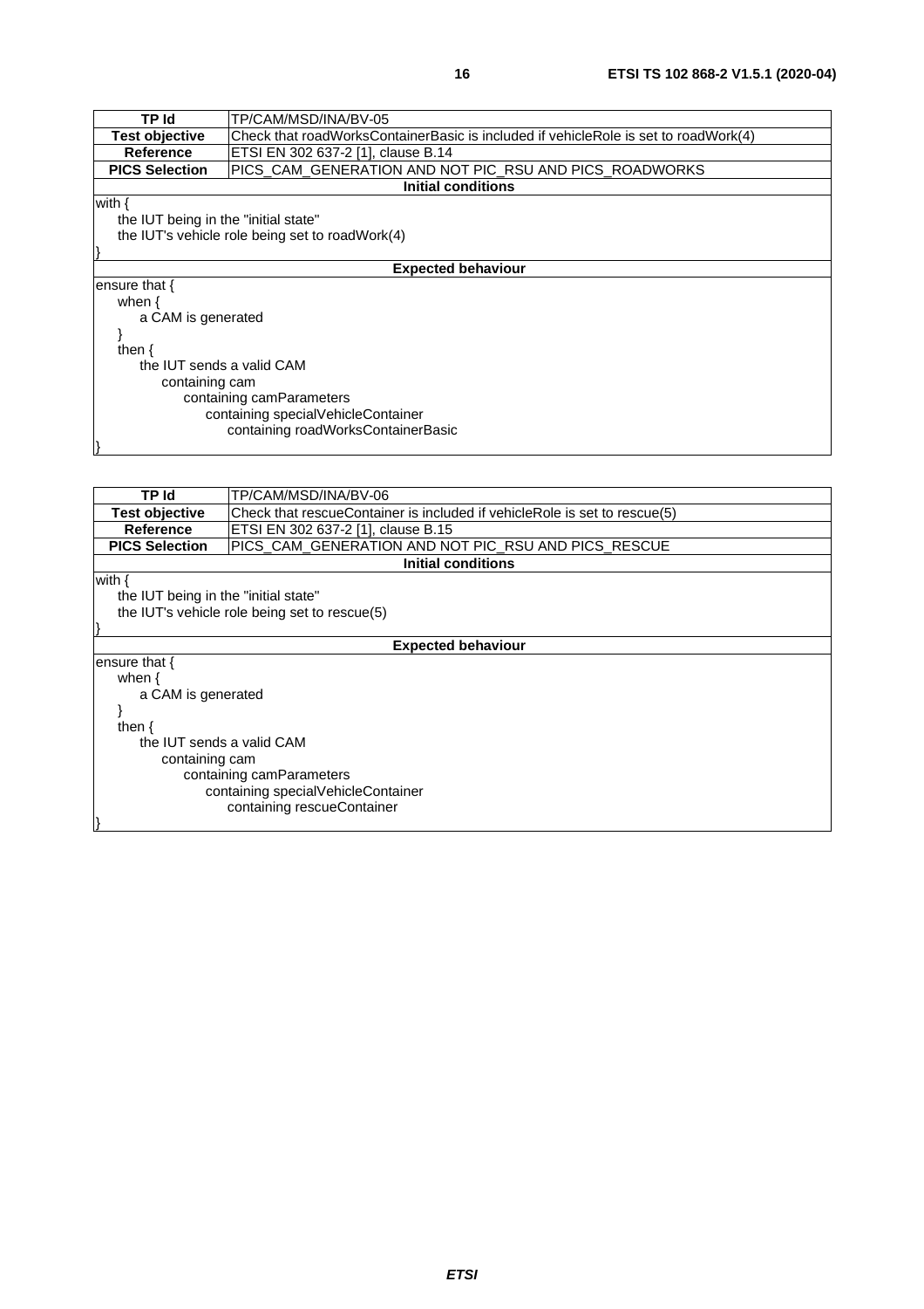| TP Id | TP/CAM/MSD/INA/BV-05 |
| --- | --- |
| **Test objective** | Check that roadWorksContainerBasic is included if vehicleRole is set to roadWork(4) |
| **Reference** | ETSI EN 302 637-2 [1], clause B.14 |
| **PICS Selection** | PICS_CAM_GENERATION AND NOT PIC_RSU AND PICS_ROADWORKS |
| **Initial conditions** | |
| with {<br>&nbsp;&nbsp;&nbsp;the IUT being in the "initial state"<br>&nbsp;&nbsp;&nbsp;the IUT's vehicle role being set to roadWork(4)<br>} | |
| **Expected behaviour** | |
| ensure that {<br>&nbsp;&nbsp;&nbsp;when {<br>&nbsp;&nbsp;&nbsp;&nbsp;&nbsp;&nbsp;a CAM is generated<br>&nbsp;&nbsp;&nbsp;}<br>&nbsp;&nbsp;&nbsp;then {<br>&nbsp;&nbsp;&nbsp;&nbsp;&nbsp;&nbsp;the IUT sends a valid CAM<br>&nbsp;&nbsp;&nbsp;&nbsp;&nbsp;&nbsp;&nbsp;&nbsp;&nbsp;containing cam<br>&nbsp;&nbsp;&nbsp;&nbsp;&nbsp;&nbsp;&nbsp;&nbsp;&nbsp;&nbsp;&nbsp;&nbsp;containing camParameters<br>&nbsp;&nbsp;&nbsp;&nbsp;&nbsp;&nbsp;&nbsp;&nbsp;&nbsp;&nbsp;&nbsp;&nbsp;&nbsp;&nbsp;&nbsp;containing specialVehicleContainer<br>&nbsp;&nbsp;&nbsp;&nbsp;&nbsp;&nbsp;&nbsp;&nbsp;&nbsp;&nbsp;&nbsp;&nbsp;&nbsp;&nbsp;&nbsp;&nbsp;&nbsp;&nbsp;containing roadWorksContainerBasic<br>} | |

| TP Id | TP/CAM/MSD/INA/BV-06 |
| --- | --- |
| **Test objective** | Check that rescueContainer is included if vehicleRole is set to rescue(5) |
| **Reference** | ETSI EN 302 637-2 [1], clause B.15 |
| **PICS Selection** | PICS_CAM_GENERATION AND NOT PIC_RSU AND PICS_RESCUE |
| **Initial conditions** | |
| with {<br>&nbsp;&nbsp;&nbsp;the IUT being in the "initial state"<br>&nbsp;&nbsp;&nbsp;the IUT's vehicle role being set to rescue(5)<br>} | |
| **Expected behaviour** | |
| ensure that {<br>&nbsp;&nbsp;&nbsp;when {<br>&nbsp;&nbsp;&nbsp;&nbsp;&nbsp;&nbsp;a CAM is generated<br>&nbsp;&nbsp;&nbsp;}<br>&nbsp;&nbsp;&nbsp;then {<br>&nbsp;&nbsp;&nbsp;&nbsp;&nbsp;&nbsp;the IUT sends a valid CAM<br>&nbsp;&nbsp;&nbsp;&nbsp;&nbsp;&nbsp;&nbsp;&nbsp;&nbsp;containing cam<br>&nbsp;&nbsp;&nbsp;&nbsp;&nbsp;&nbsp;&nbsp;&nbsp;&nbsp;&nbsp;&nbsp;&nbsp;containing camParameters<br>&nbsp;&nbsp;&nbsp;&nbsp;&nbsp;&nbsp;&nbsp;&nbsp;&nbsp;&nbsp;&nbsp;&nbsp;&nbsp;&nbsp;&nbsp;containing specialVehicleContainer<br>&nbsp;&nbsp;&nbsp;&nbsp;&nbsp;&nbsp;&nbsp;&nbsp;&nbsp;&nbsp;&nbsp;&nbsp;&nbsp;&nbsp;&nbsp;&nbsp;&nbsp;&nbsp;containing rescueContainer<br>} | |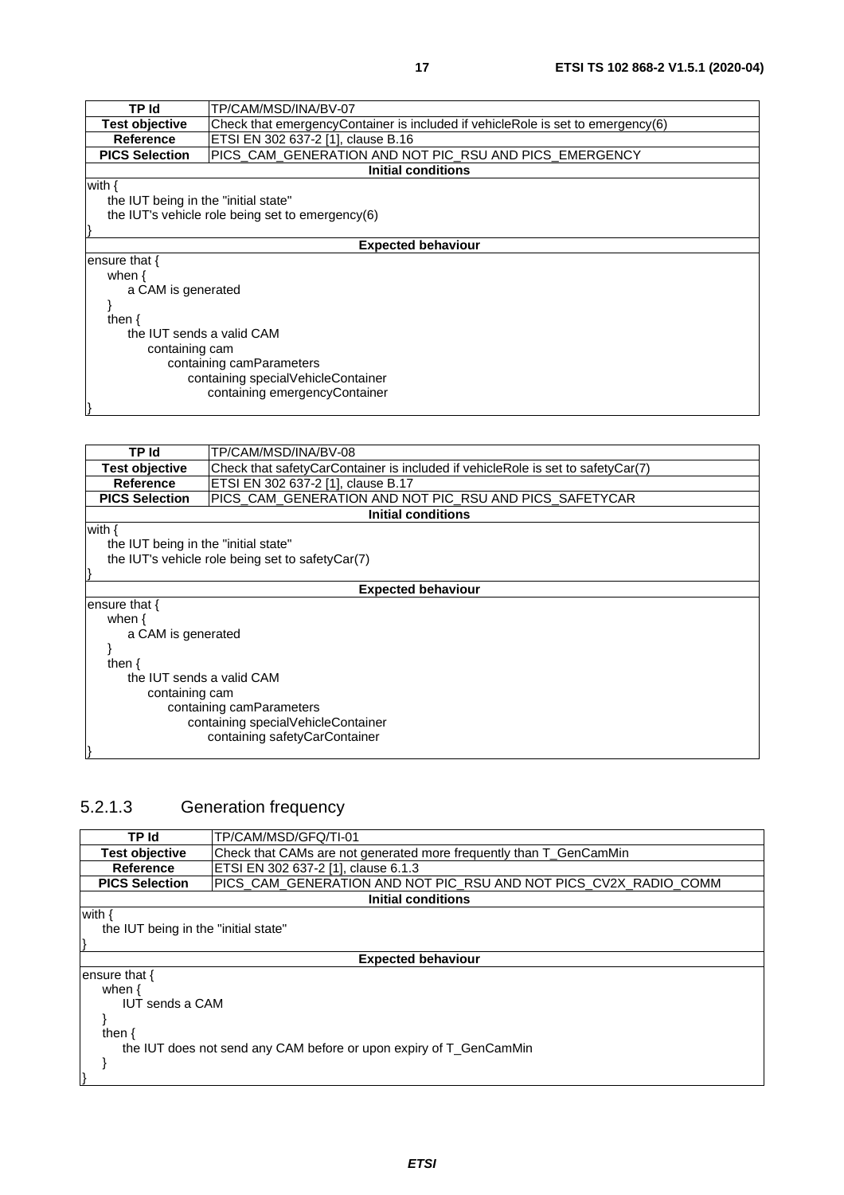| TP Id | TP/CAM/MSD/INA/BV-07 |
|---|---|
| **Test objective** | Check that emergencyContainer is included if vehicleRole is set to emergency(6) |
| **Reference** | ETSI EN 302 637-2 [1], clause B.16 |
| **PICS Selection** | PICS_CAM_GENERATION AND NOT PIC_RSU AND PICS_EMERGENCY |
| **Initial conditions** | |
| with {<br>the IUT being in the "initial state"<br>the IUT's vehicle role being set to emergency(6)<br>} | |
| **Expected behaviour** | |
| ensure that {<br>when {<br>a CAM is generated<br>}<br>then {<br>the IUT sends a valid CAM<br>containing cam<br>containing camParameters<br>containing specialVehicleContainer<br>containing emergencyContainer<br>} | |

| TP Id | TP/CAM/MSD/INA/BV-08 |
|---|---|
| **Test objective** | Check that safetyCarContainer is included if vehicleRole is set to safetyCar(7) |
| **Reference** | ETSI EN 302 637-2 [1], clause B.17 |
| **PICS Selection** | PICS_CAM_GENERATION AND NOT PIC_RSU AND PICS_SAFETYCAR |
| **Initial conditions** | |
| with {<br>the IUT being in the "initial state"<br>the IUT's vehicle role being set to safetyCar(7)<br>} | |
| **Expected behaviour** | |
| ensure that {<br>when {<br>a CAM is generated<br>}<br>then {<br>the IUT sends a valid CAM<br>containing cam<br>containing camParameters<br>containing specialVehicleContainer<br>containing safetyCarContainer<br>} | |

### 5.2.1.3 Generation frequency

| TP Id | TP/CAM/MSD/GFQ/TI-01 |
|---|---|
| **Test objective** | Check that CAMs are not generated more frequently than T_GenCamMin |
| **Reference** | ETSI EN 302 637-2 [1], clause 6.1.3 |
| **PICS Selection** | PICS_CAM_GENERATION AND NOT PIC_RSU AND NOT PICS_CV2X_RADIO_COMM |
| **Initial conditions** | |
| with {<br>the IUT being in the "initial state"<br>} | |
| **Expected behaviour** | |
| ensure that {<br>when {<br>IUT sends a CAM<br>}<br>then {<br>the IUT does not send any CAM before or upon expiry of T_GenCamMin<br>}<br>} | |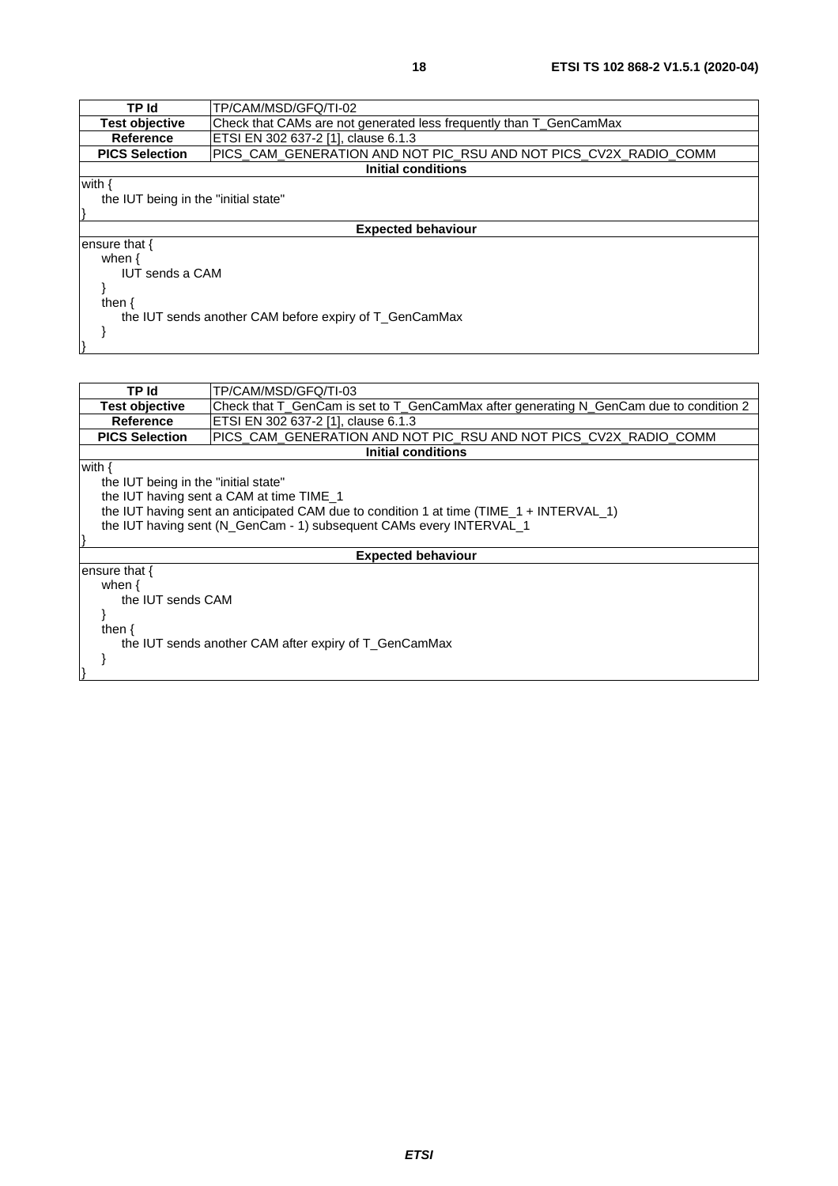| TP Id | TP/CAM/MSD/GFQ/TI-02 |
| --- | --- |
| **Test objective** | Check that CAMs are not generated less frequently than T_GenCamMax |
| **Reference** | ETSI EN 302 637-2 [1], clause 6.1.3 |
| **PICS Selection** | PICS_CAM_GENERATION AND NOT PIC_RSU AND NOT PICS_CV2X_RADIO_COMM |
| **Initial conditions** | |
| with {<br>  the IUT being in the "initial state"<br>} | |
| **Expected behaviour** | |
| ensure that {<br>  when {<br>    IUT sends a CAM<br>  }<br>  then {<br>    the IUT sends another CAM before expiry of T_GenCamMax<br>  }<br>} | |

| TP Id | TP/CAM/MSD/GFQ/TI-03 |
| --- | --- |
| **Test objective** | Check that T_GenCam is set to T_GenCamMax after generating N_GenCam due to condition 2 |
| **Reference** | ETSI EN 302 637-2 [1], clause 6.1.3 |
| **PICS Selection** | PICS_CAM_GENERATION AND NOT PIC_RSU AND NOT PICS_CV2X_RADIO_COMM |
| **Initial conditions** | |
| with {<br>  the IUT being in the "initial state"<br>  the IUT having sent a CAM at time TIME_1<br>  the IUT having sent an anticipated CAM due to condition 1 at time (TIME_1 + INTERVAL_1)<br>  the IUT having sent (N_GenCam - 1) subsequent CAMs every INTERVAL_1<br>} | |
| **Expected behaviour** | |
| ensure that {<br>  when {<br>    the IUT sends CAM<br>  }<br>  then {<br>    the IUT sends another CAM after expiry of T_GenCamMax<br>  }<br>} | |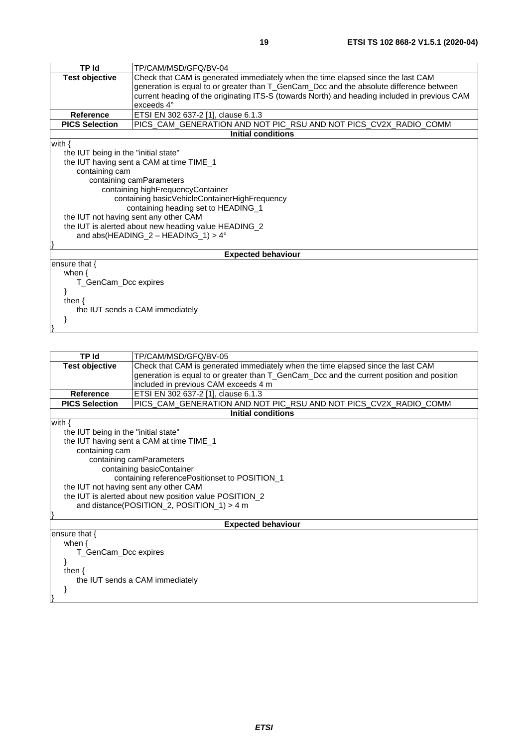| TP Id | TP/CAM/MSD/GFQ/BV-04 |
| --- | --- |
| **Test objective** | Check that CAM is generated immediately when the time elapsed since the last CAM generation is equal to or greater than T_GenCam_Dcc and the absolute difference between current heading of the originating ITS-S (towards North) and heading included in previous CAM exceeds 4° |
| **Reference** | ETSI EN 302 637-2 [1], clause 6.1.3 |
| **PICS Selection** | PICS_CAM_GENERATION AND NOT PIC_RSU AND NOT PICS_CV2X_RADIO_COMM |

**Initial conditions**

```
with {
    the IUT being in the "initial state"
    the IUT having sent a CAM at time TIME_1
        containing cam
            containing camParameters
                containing highFrequencyContainer
                    containing basicVehicleContainerHighFrequency
                        containing heading set to HEADING_1
    the IUT not having sent any other CAM
    the IUT is alerted about new heading value HEADING_2
        and abs(HEADING_2 – HEADING_1) > 4°
}
```

**Expected behaviour**

```
ensure that {
    when {
        T_GenCam_Dcc expires
    }
    then {
        the IUT sends a CAM immediately
    }
}
```

| TP Id | TP/CAM/MSD/GFQ/BV-05 |
| --- | --- |
| **Test objective** | Check that CAM is generated immediately when the time elapsed since the last CAM generation is equal to or greater than T_GenCam_Dcc and the current position and position included in previous CAM exceeds 4 m |
| **Reference** | ETSI EN 302 637-2 [1], clause 6.1.3 |
| **PICS Selection** | PICS_CAM_GENERATION AND NOT PIC_RSU AND NOT PICS_CV2X_RADIO_COMM |

**Initial conditions**

```
with {
    the IUT being in the "initial state"
    the IUT having sent a CAM at time TIME_1
        containing cam
            containing camParameters
                containing basicContainer
                    containing referencePositionset to POSITION_1
    the IUT not having sent any other CAM
    the IUT is alerted about new position value POSITION_2
        and distance(POSITION_2, POSITION_1) > 4 m
}
```

**Expected behaviour**

```
ensure that {
    when {
        T_GenCam_Dcc expires
    }
    then {
        the IUT sends a CAM immediately
    }
}
```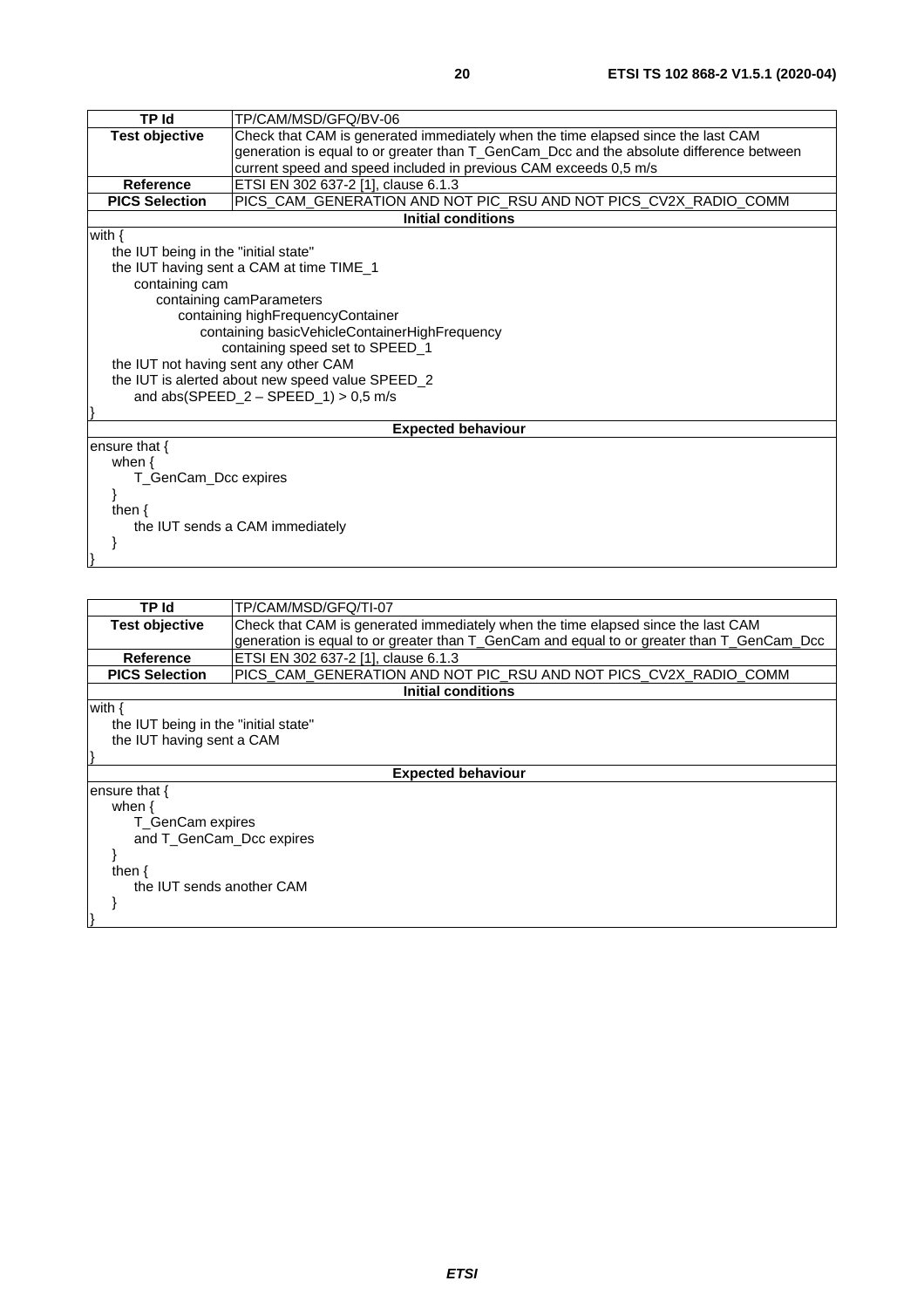| TP Id | TP/CAM/MSD/GFQ/BV-06 |
|---|---|
| **Test objective** | Check that CAM is generated immediately when the time elapsed since the last CAM generation is equal to or greater than T_GenCam_Dcc and the absolute difference between current speed and speed included in previous CAM exceeds 0,5 m/s |
| **Reference** | ETSI EN 302 637-2 [1], clause 6.1.3 |
| **PICS Selection** | PICS_CAM_GENERATION AND NOT PIC_RSU AND NOT PICS_CV2X_RADIO_COMM |
| **Initial conditions** | |
| with {<br>&nbsp;&nbsp;&nbsp;&nbsp;the IUT being in the "initial state"<br>&nbsp;&nbsp;&nbsp;&nbsp;the IUT having sent a CAM at time TIME_1<br>&nbsp;&nbsp;&nbsp;&nbsp;&nbsp;&nbsp;&nbsp;&nbsp;containing cam<br>&nbsp;&nbsp;&nbsp;&nbsp;&nbsp;&nbsp;&nbsp;&nbsp;&nbsp;&nbsp;&nbsp;&nbsp;containing camParameters<br>&nbsp;&nbsp;&nbsp;&nbsp;&nbsp;&nbsp;&nbsp;&nbsp;&nbsp;&nbsp;&nbsp;&nbsp;&nbsp;&nbsp;&nbsp;&nbsp;containing highFrequencyContainer<br>&nbsp;&nbsp;&nbsp;&nbsp;&nbsp;&nbsp;&nbsp;&nbsp;&nbsp;&nbsp;&nbsp;&nbsp;&nbsp;&nbsp;&nbsp;&nbsp;&nbsp;&nbsp;&nbsp;&nbsp;containing basicVehicleContainerHighFrequency<br>&nbsp;&nbsp;&nbsp;&nbsp;&nbsp;&nbsp;&nbsp;&nbsp;&nbsp;&nbsp;&nbsp;&nbsp;&nbsp;&nbsp;&nbsp;&nbsp;&nbsp;&nbsp;&nbsp;&nbsp;&nbsp;&nbsp;&nbsp;&nbsp;containing speed set to SPEED_1<br>&nbsp;&nbsp;&nbsp;&nbsp;the IUT not having sent any other CAM<br>&nbsp;&nbsp;&nbsp;&nbsp;the IUT is alerted about new speed value SPEED_2<br>&nbsp;&nbsp;&nbsp;&nbsp;&nbsp;&nbsp;&nbsp;&nbsp;and abs(SPEED_2 – SPEED_1) > 0,5 m/s<br>} | |
| **Expected behaviour** | |
| ensure that {<br>&nbsp;&nbsp;&nbsp;&nbsp;when {<br>&nbsp;&nbsp;&nbsp;&nbsp;&nbsp;&nbsp;&nbsp;&nbsp;T_GenCam_Dcc expires<br>&nbsp;&nbsp;&nbsp;&nbsp;}<br>&nbsp;&nbsp;&nbsp;&nbsp;then {<br>&nbsp;&nbsp;&nbsp;&nbsp;&nbsp;&nbsp;&nbsp;&nbsp;the IUT sends a CAM immediately<br>&nbsp;&nbsp;&nbsp;&nbsp;}<br>} | |

| TP Id | TP/CAM/MSD/GFQ/TI-07 |
|---|---|
| **Test objective** | Check that CAM is generated immediately when the time elapsed since the last CAM generation is equal to or greater than T_GenCam and equal to or greater than T_GenCam_Dcc |
| **Reference** | ETSI EN 302 637-2 [1], clause 6.1.3 |
| **PICS Selection** | PICS_CAM_GENERATION AND NOT PIC_RSU AND NOT PICS_CV2X_RADIO_COMM |
| **Initial conditions** | |
| with {<br>&nbsp;&nbsp;&nbsp;&nbsp;the IUT being in the "initial state"<br>&nbsp;&nbsp;&nbsp;&nbsp;the IUT having sent a CAM<br>} | |
| **Expected behaviour** | |
| ensure that {<br>&nbsp;&nbsp;&nbsp;&nbsp;when {<br>&nbsp;&nbsp;&nbsp;&nbsp;&nbsp;&nbsp;&nbsp;&nbsp;T_GenCam expires<br>&nbsp;&nbsp;&nbsp;&nbsp;&nbsp;&nbsp;&nbsp;&nbsp;and T_GenCam_Dcc expires<br>&nbsp;&nbsp;&nbsp;&nbsp;}<br>&nbsp;&nbsp;&nbsp;&nbsp;then {<br>&nbsp;&nbsp;&nbsp;&nbsp;&nbsp;&nbsp;&nbsp;&nbsp;the IUT sends another CAM<br>&nbsp;&nbsp;&nbsp;&nbsp;}<br>} | |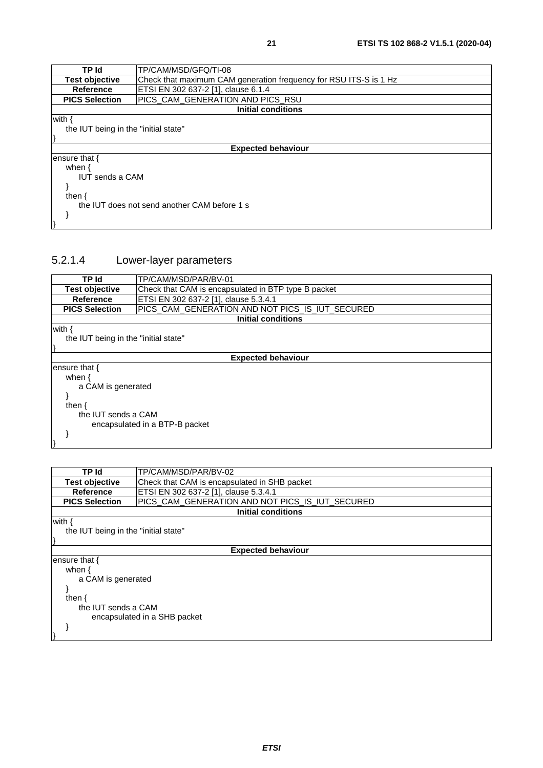| TP Id | TP/CAM/MSD/GFQ/TI-08 |
| --- | --- |
| **Test objective** | Check that maximum CAM generation frequency for RSU ITS-S is 1 Hz |
| **Reference** | ETSI EN 302 637-2 [1], clause 6.1.4 |
| **PICS Selection** | PICS_CAM_GENERATION AND PICS_RSU |
| **Initial conditions** | |
| with {<br>    the IUT being in the "initial state"<br>} | |
| **Expected behaviour** | |
| ensure that {<br>    when {<br>        IUT sends a CAM<br>    }<br>    then {<br>        the IUT does not send another CAM before 1 s<br>    }<br>} | |

### 5.2.1.4 Lower-layer parameters

| TP Id | TP/CAM/MSD/PAR/BV-01 |
| --- | --- |
| **Test objective** | Check that CAM is encapsulated in BTP type B packet |
| **Reference** | ETSI EN 302 637-2 [1], clause 5.3.4.1 |
| **PICS Selection** | PICS_CAM_GENERATION AND NOT PICS_IS_IUT_SECURED |
| **Initial conditions** | |
| with {<br>    the IUT being in the "initial state"<br>} | |
| **Expected behaviour** | |
| ensure that {<br>    when {<br>        a CAM is generated<br>    }<br>    then {<br>        the IUT sends a CAM<br>            encapsulated in a BTP-B packet<br>    }<br>} | |

| TP Id | TP/CAM/MSD/PAR/BV-02 |
| --- | --- |
| **Test objective** | Check that CAM is encapsulated in SHB packet |
| **Reference** | ETSI EN 302 637-2 [1], clause 5.3.4.1 |
| **PICS Selection** | PICS_CAM_GENERATION AND NOT PICS_IS_IUT_SECURED |
| **Initial conditions** | |
| with {<br>    the IUT being in the "initial state"<br>} | |
| **Expected behaviour** | |
| ensure that {<br>    when {<br>        a CAM is generated<br>    }<br>    then {<br>        the IUT sends a CAM<br>            encapsulated in a SHB packet<br>    }<br>} | |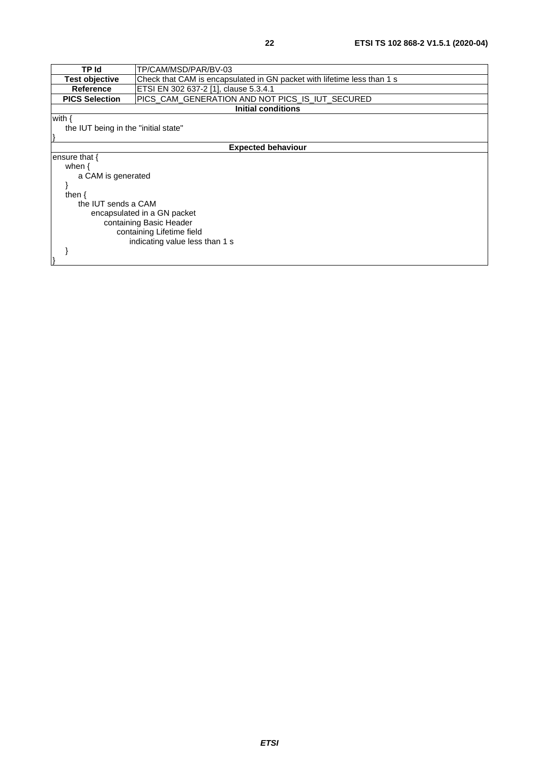| TP Id | TP/CAM/MSD/PAR/BV-03 |
|---|---|
| **Test objective** | Check that CAM is encapsulated in GN packet with lifetime less than 1 s |
| **Reference** | ETSI EN 302 637-2 [1], clause 5.3.4.1 |
| **PICS Selection** | PICS_CAM_GENERATION AND NOT PICS_IS_IUT_SECURED |
| **Initial conditions** | |
| with {<br>&nbsp;&nbsp;&nbsp;&nbsp;the IUT being in the "initial state"<br>} | |
| **Expected behaviour** | |
| ensure that {<br>&nbsp;&nbsp;&nbsp;&nbsp;when {<br>&nbsp;&nbsp;&nbsp;&nbsp;&nbsp;&nbsp;&nbsp;&nbsp;a CAM is generated<br>&nbsp;&nbsp;&nbsp;&nbsp;}<br>&nbsp;&nbsp;&nbsp;&nbsp;then {<br>&nbsp;&nbsp;&nbsp;&nbsp;&nbsp;&nbsp;&nbsp;&nbsp;the IUT sends a CAM<br>&nbsp;&nbsp;&nbsp;&nbsp;&nbsp;&nbsp;&nbsp;&nbsp;&nbsp;&nbsp;&nbsp;&nbsp;encapsulated in a GN packet<br>&nbsp;&nbsp;&nbsp;&nbsp;&nbsp;&nbsp;&nbsp;&nbsp;&nbsp;&nbsp;&nbsp;&nbsp;&nbsp;&nbsp;&nbsp;&nbsp;containing Basic Header<br>&nbsp;&nbsp;&nbsp;&nbsp;&nbsp;&nbsp;&nbsp;&nbsp;&nbsp;&nbsp;&nbsp;&nbsp;&nbsp;&nbsp;&nbsp;&nbsp;&nbsp;&nbsp;&nbsp;&nbsp;containing Lifetime field<br>&nbsp;&nbsp;&nbsp;&nbsp;&nbsp;&nbsp;&nbsp;&nbsp;&nbsp;&nbsp;&nbsp;&nbsp;&nbsp;&nbsp;&nbsp;&nbsp;&nbsp;&nbsp;&nbsp;&nbsp;&nbsp;&nbsp;&nbsp;&nbsp;indicating value less than 1 s<br>&nbsp;&nbsp;&nbsp;&nbsp;}<br>} | |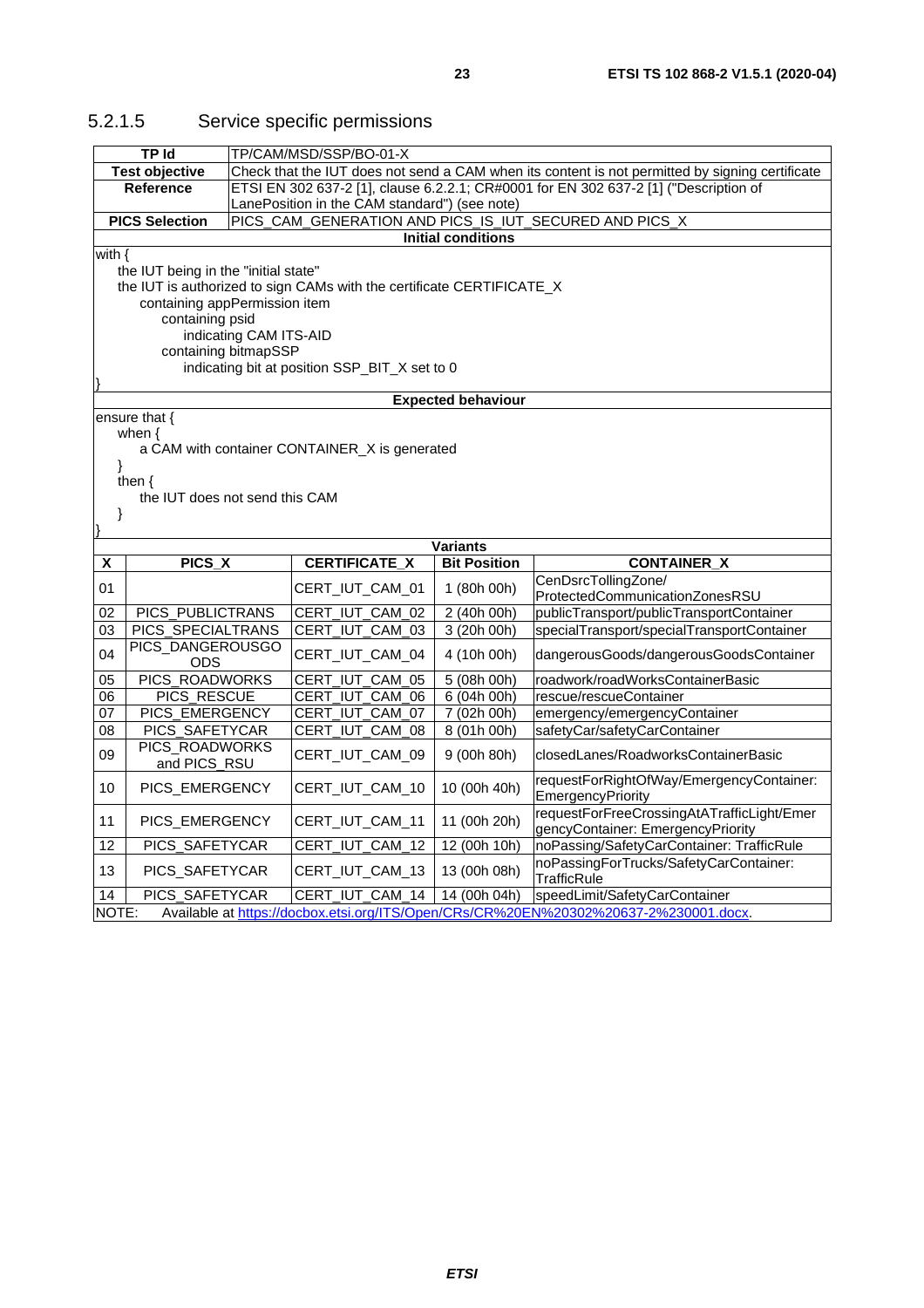### 5.2.1.5 Service specific permissions

| TP Id | TP/CAM/MSD/SSP/BO-01-X | | | |
|---|---|---|---|---|
| **Test objective** | Check that the IUT does not send a CAM when its content is not permitted by signing certificate | | | |
| **Reference** | ETSI EN 302 637-2 [1], clause 6.2.2.1; CR#0001 for EN 302 637-2 [1] ("Description of LanePosition in the CAM standard") (see note) | | | |
| **PICS Selection** | PICS_CAM_GENERATION AND PICS_IS_IUT_SECURED AND PICS_X | | | |
| **Initial conditions** | | | | |
| with {<br>the IUT being in the "initial state"<br>the IUT is authorized to sign CAMs with the certificate CERTIFICATE_X<br>containing appPermission item<br>containing psid<br>indicating CAM ITS-AID<br>containing bitmapSSP<br>indicating bit at position SSP_BIT_X set to 0<br>} | | | | |
| **Expected behaviour** | | | | |
| ensure that {<br>when {<br>a CAM with container CONTAINER_X is generated<br>}<br>then {<br>the IUT does not send this CAM<br>}<br>} | | | | |
| **Variants** | | | | |

| X | PICS_X | CERTIFICATE_X | Bit Position | CONTAINER_X |
|---|---|---|---|---|
| 01 | | CERT_IUT_CAM_01 | 1 (80h 00h) | CenDsrcTollingZone/ ProtectedCommunicationZonesRSU |
| 02 | PICS_PUBLICTRANS | CERT_IUT_CAM_02 | 2 (40h 00h) | publicTransport/publicTransportContainer |
| 03 | PICS_SPECIALTRANS | CERT_IUT_CAM_03 | 3 (20h 00h) | specialTransport/specialTransportContainer |
| 04 | PICS_DANGEROUSGOODS | CERT_IUT_CAM_04 | 4 (10h 00h) | dangerousGoods/dangerousGoodsContainer |
| 05 | PICS_ROADWORKS | CERT_IUT_CAM_05 | 5 (08h 00h) | roadwork/roadWorksContainerBasic |
| 06 | PICS_RESCUE | CERT_IUT_CAM_06 | 6 (04h 00h) | rescue/rescueContainer |
| 07 | PICS_EMERGENCY | CERT_IUT_CAM_07 | 7 (02h 00h) | emergency/emergencyContainer |
| 08 | PICS_SAFETYCAR | CERT_IUT_CAM_08 | 8 (01h 00h) | safetyCar/safetyCarContainer |
| 09 | PICS_ROADWORKS and PICS_RSU | CERT_IUT_CAM_09 | 9 (00h 80h) | closedLanes/RoadworksContainerBasic |
| 10 | PICS_EMERGENCY | CERT_IUT_CAM_10 | 10 (00h 40h) | requestForRightOfWay/EmergencyContainer: EmergencyPriority |
| 11 | PICS_EMERGENCY | CERT_IUT_CAM_11 | 11 (00h 20h) | requestForFreeCrossingAtATrafficLight/EmergencyContainer: EmergencyPriority |
| 12 | PICS_SAFETYCAR | CERT_IUT_CAM_12 | 12 (00h 10h) | noPassing/SafetyCarContainer: TrafficRule |
| 13 | PICS_SAFETYCAR | CERT_IUT_CAM_13 | 13 (00h 08h) | noPassingForTrucks/SafetyCarContainer: TrafficRule |
| 14 | PICS_SAFETYCAR | CERT_IUT_CAM_14 | 14 (00h 04h) | speedLimit/SafetyCarContainer |

NOTE: Available at https://docbox.etsi.org/ITS/Open/CRs/CR%20EN%20302%20637-2%230001.docx.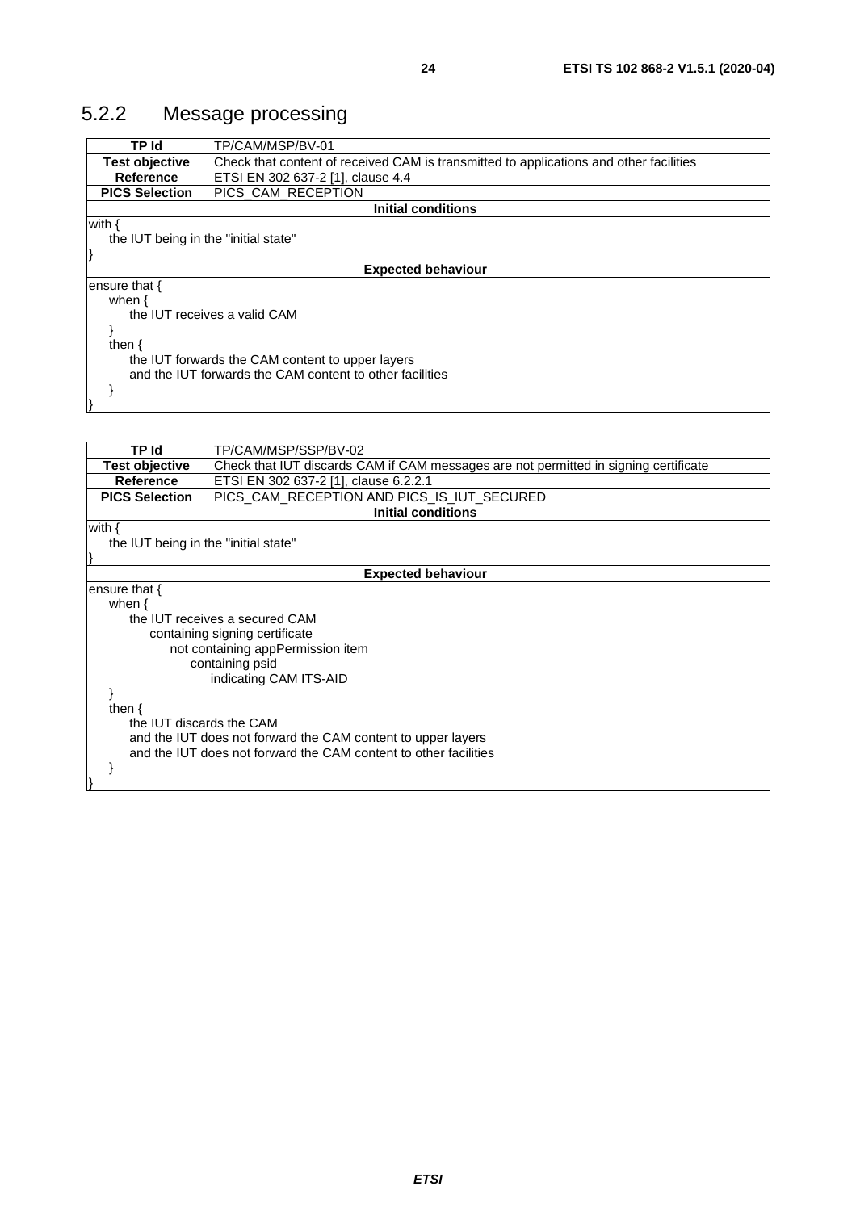### 5.2.2 Message processing

| TP Id | TP/CAM/MSP/BV-01 |
|---|---|
| **Test objective** | Check that content of received CAM is transmitted to applications and other facilities |
| **Reference** | ETSI EN 302 637-2 [1], clause 4.4 |
| **PICS Selection** | PICS_CAM_RECEPTION |
| **Initial conditions** | |
| with {<br>&nbsp;&nbsp;&nbsp;&nbsp;the IUT being in the "initial state"<br>} | |
| **Expected behaviour** | |
| ensure that {<br>&nbsp;&nbsp;&nbsp;&nbsp;when {<br>&nbsp;&nbsp;&nbsp;&nbsp;&nbsp;&nbsp;&nbsp;&nbsp;the IUT receives a valid CAM<br>&nbsp;&nbsp;&nbsp;&nbsp;}<br>&nbsp;&nbsp;&nbsp;&nbsp;then {<br>&nbsp;&nbsp;&nbsp;&nbsp;&nbsp;&nbsp;&nbsp;&nbsp;the IUT forwards the CAM content to upper layers<br>&nbsp;&nbsp;&nbsp;&nbsp;&nbsp;&nbsp;&nbsp;&nbsp;and the IUT forwards the CAM content to other facilities<br>&nbsp;&nbsp;&nbsp;&nbsp;}<br>} | |

| TP Id | TP/CAM/MSP/SSP/BV-02 |
|---|---|
| **Test objective** | Check that IUT discards CAM if CAM messages are not permitted in signing certificate |
| **Reference** | ETSI EN 302 637-2 [1], clause 6.2.2.1 |
| **PICS Selection** | PICS_CAM_RECEPTION AND PICS_IS_IUT_SECURED |
| **Initial conditions** | |
| with {<br>&nbsp;&nbsp;&nbsp;&nbsp;the IUT being in the "initial state"<br>} | |
| **Expected behaviour** | |
| ensure that {<br>&nbsp;&nbsp;&nbsp;&nbsp;when {<br>&nbsp;&nbsp;&nbsp;&nbsp;&nbsp;&nbsp;&nbsp;&nbsp;the IUT receives a secured CAM<br>&nbsp;&nbsp;&nbsp;&nbsp;&nbsp;&nbsp;&nbsp;&nbsp;&nbsp;&nbsp;&nbsp;&nbsp;containing signing certificate<br>&nbsp;&nbsp;&nbsp;&nbsp;&nbsp;&nbsp;&nbsp;&nbsp;&nbsp;&nbsp;&nbsp;&nbsp;&nbsp;&nbsp;&nbsp;&nbsp;not containing appPermission item<br>&nbsp;&nbsp;&nbsp;&nbsp;&nbsp;&nbsp;&nbsp;&nbsp;&nbsp;&nbsp;&nbsp;&nbsp;&nbsp;&nbsp;&nbsp;&nbsp;&nbsp;&nbsp;&nbsp;&nbsp;containing psid<br>&nbsp;&nbsp;&nbsp;&nbsp;&nbsp;&nbsp;&nbsp;&nbsp;&nbsp;&nbsp;&nbsp;&nbsp;&nbsp;&nbsp;&nbsp;&nbsp;&nbsp;&nbsp;&nbsp;&nbsp;&nbsp;&nbsp;&nbsp;&nbsp;indicating CAM ITS-AID<br>&nbsp;&nbsp;&nbsp;&nbsp;}<br>&nbsp;&nbsp;&nbsp;&nbsp;then {<br>&nbsp;&nbsp;&nbsp;&nbsp;&nbsp;&nbsp;&nbsp;&nbsp;the IUT discards the CAM<br>&nbsp;&nbsp;&nbsp;&nbsp;&nbsp;&nbsp;&nbsp;&nbsp;and the IUT does not forward the CAM content to upper layers<br>&nbsp;&nbsp;&nbsp;&nbsp;&nbsp;&nbsp;&nbsp;&nbsp;and the IUT does not forward the CAM content to other facilities<br>&nbsp;&nbsp;&nbsp;&nbsp;}<br>} | |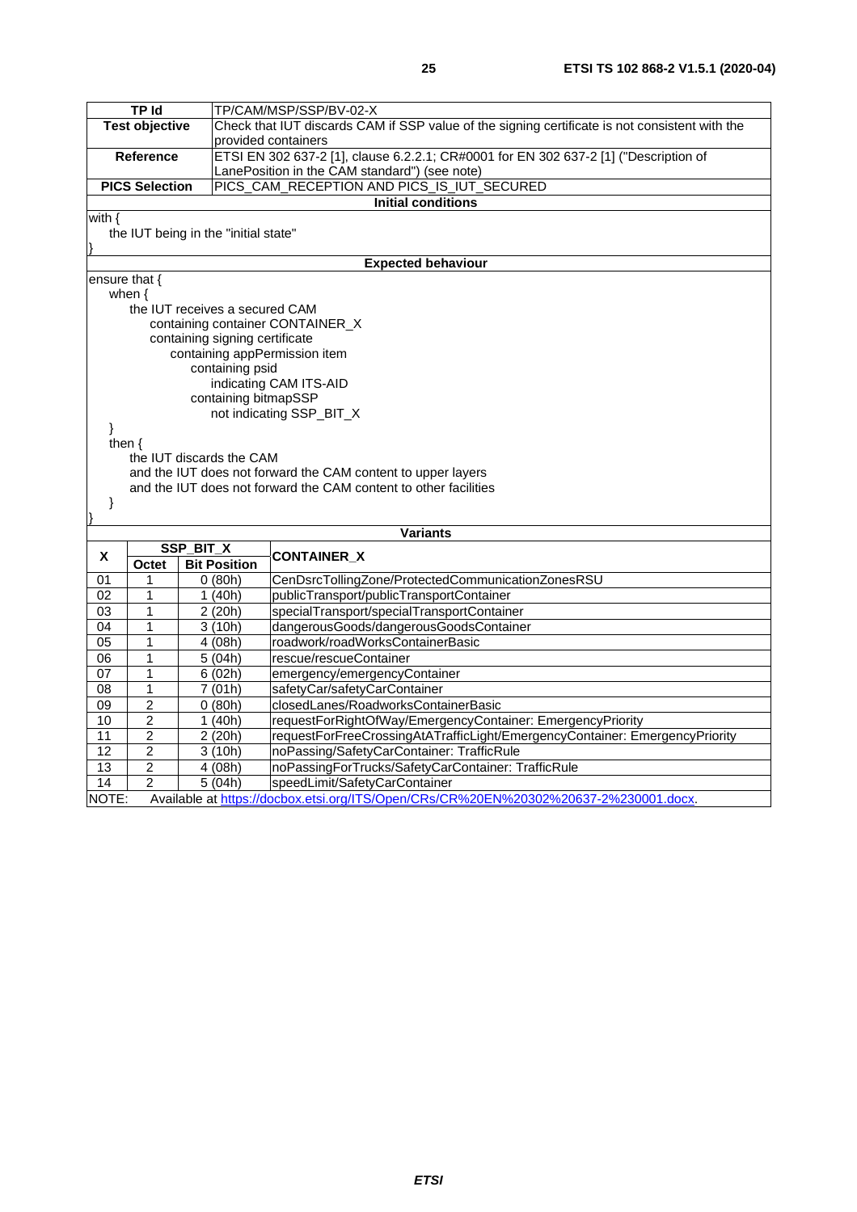| TP Id | TP/CAM/MSP/SSP/BV-02-X |
|---|---|
| **Test objective** | Check that IUT discards CAM if SSP value of the signing certificate is not consistent with the provided containers |
| **Reference** | ETSI EN 302 637-2 [1], clause 6.2.2.1; CR#0001 for EN 302 637-2 [1] ("Description of LanePosition in the CAM standard") (see note) |
| **PICS Selection** | PICS_CAM_RECEPTION AND PICS_IS_IUT_SECURED |

**Initial conditions**

```
with {
    the IUT being in the "initial state"
}
```

**Expected behaviour**

```
ensure that {
    when {
        the IUT receives a secured CAM
            containing container CONTAINER_X
            containing signing certificate
                containing appPermission item
                    containing psid
                        indicating CAM ITS-AID
                    containing bitmapSSP
                        not indicating SSP_BIT_X
    }
    then {
        the IUT discards the CAM
        and the IUT does not forward the CAM content to upper layers
        and the IUT does not forward the CAM content to other facilities
    }
}
```

**Variants**

| X | SSP_BIT_X | | CONTAINER_X |
|---|---|---|---|
| | **Octet** | **Bit Position** | |
| 01 | 1 | 0 (80h) | CenDsrcTollingZone/ProtectedCommunicationZonesRSU |
| 02 | 1 | 1 (40h) | publicTransport/publicTransportContainer |
| 03 | 1 | 2 (20h) | specialTransport/specialTransportContainer |
| 04 | 1 | 3 (10h) | dangerousGoods/dangerousGoodsContainer |
| 05 | 1 | 4 (08h) | roadwork/roadWorksContainerBasic |
| 06 | 1 | 5 (04h) | rescue/rescueContainer |
| 07 | 1 | 6 (02h) | emergency/emergencyContainer |
| 08 | 1 | 7 (01h) | safetyCar/safetyCarContainer |
| 09 | 2 | 0 (80h) | closedLanes/RoadworksContainerBasic |
| 10 | 2 | 1 (40h) | requestForRightOfWay/EmergencyContainer: EmergencyPriority |
| 11 | 2 | 2 (20h) | requestForFreeCrossingAtATrafficLight/EmergencyContainer: EmergencyPriority |
| 12 | 2 | 3 (10h) | noPassing/SafetyCarContainer: TrafficRule |
| 13 | 2 | 4 (08h) | noPassingForTrucks/SafetyCarContainer: TrafficRule |
| 14 | 2 | 5 (04h) | speedLimit/SafetyCarContainer |

NOTE: Available at https://docbox.etsi.org/ITS/Open/CRs/CR%20EN%20302%20637-2%230001.docx.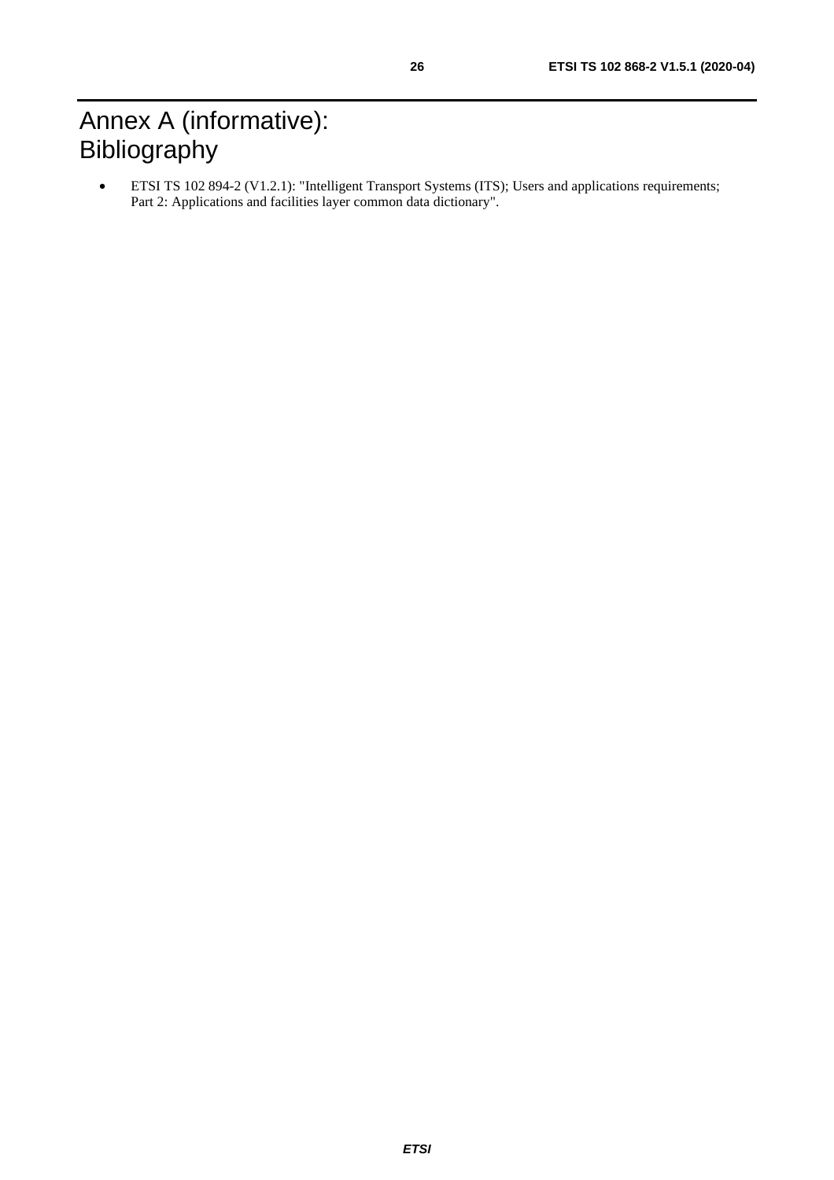# Annex A (informative): Bibliography

- ETSI TS 102 894-2 (V1.2.1): "Intelligent Transport Systems (ITS); Users and applications requirements; Part 2: Applications and facilities layer common data dictionary".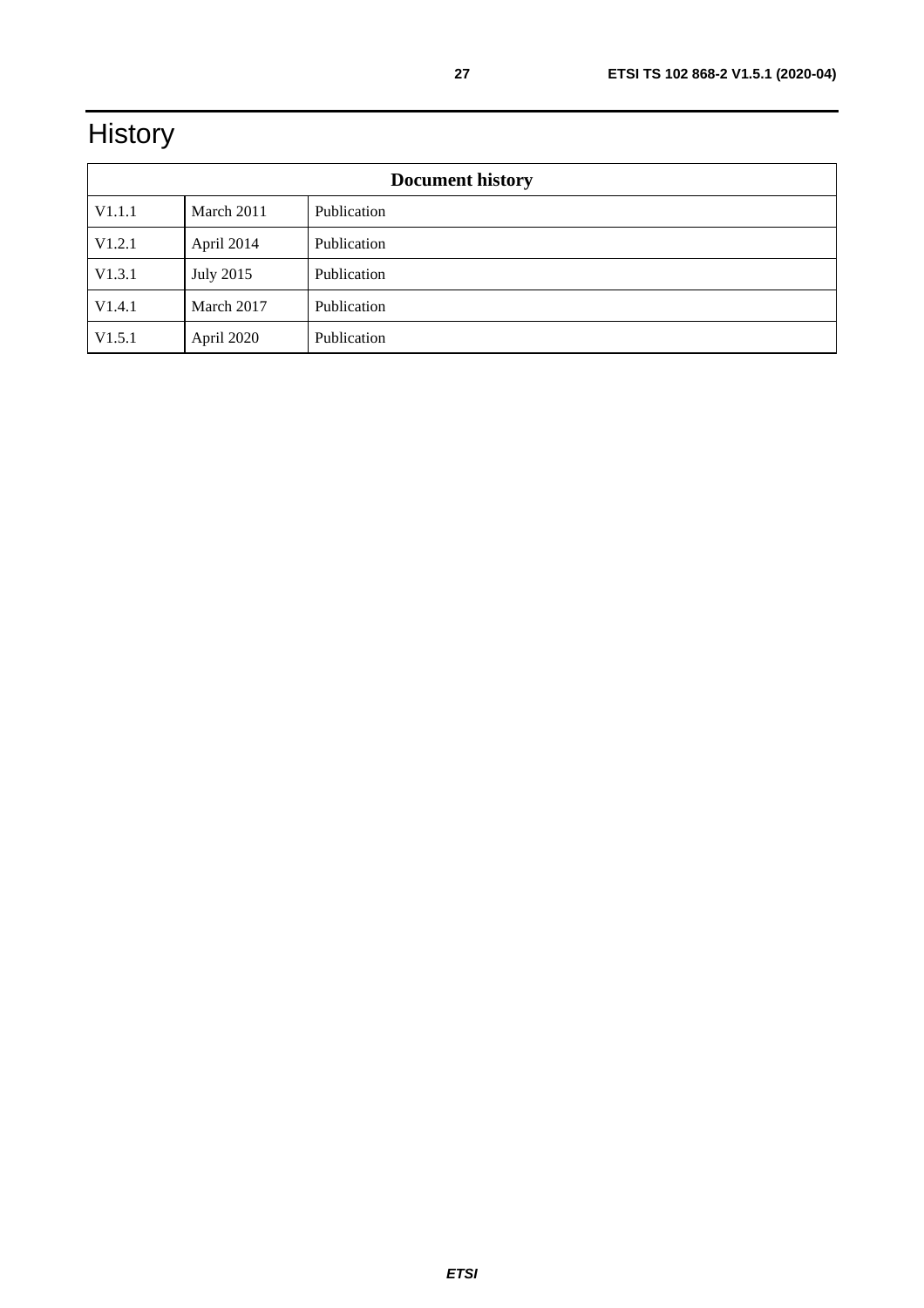# History

| Document history | | |
|---|---|---|
| V1.1.1 | March 2011 | Publication |
| V1.2.1 | April 2014 | Publication |
| V1.3.1 | July 2015 | Publication |
| V1.4.1 | March 2017 | Publication |
| V1.5.1 | April 2020 | Publication |